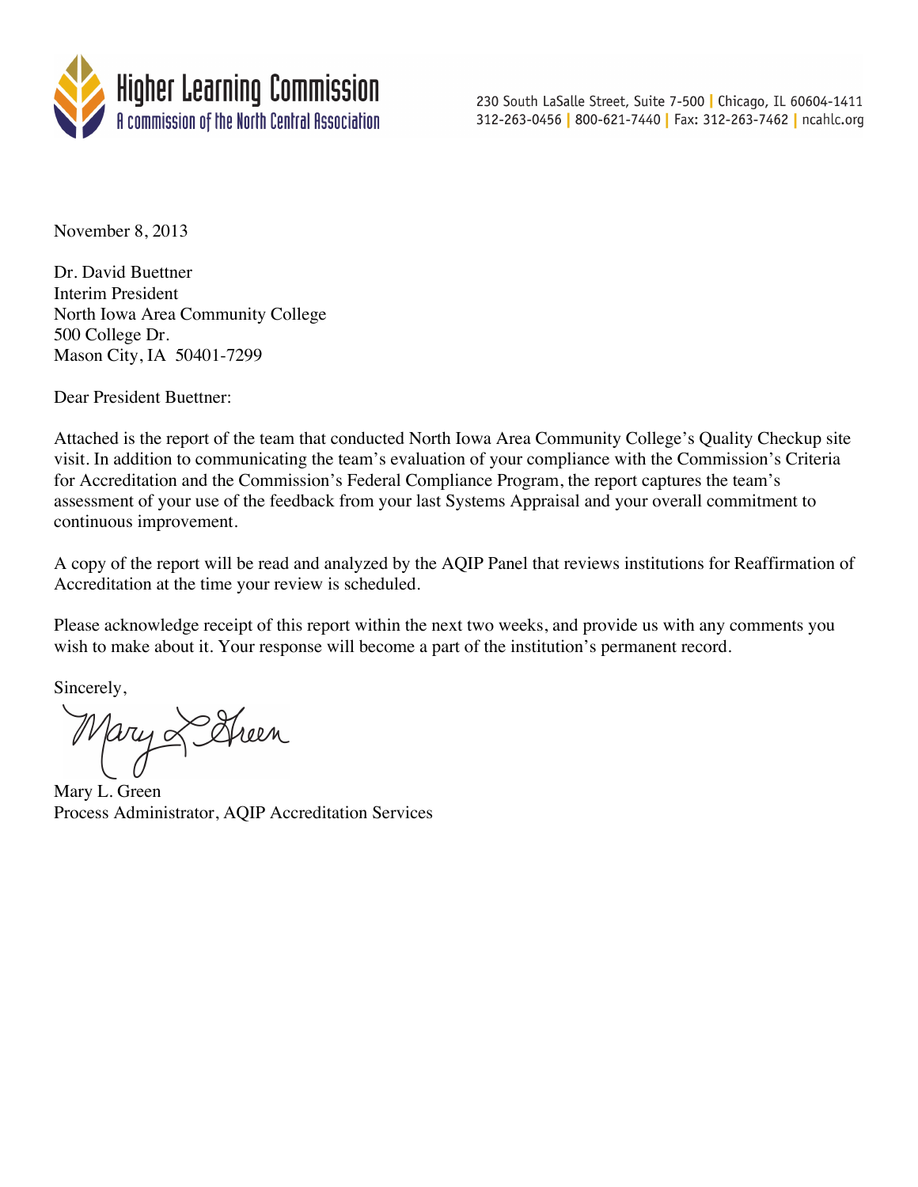**Higher Learning Commission**
A commission of the North Central Association

230 South LaSalle Street, Suite 7-500 | Chicago, IL 60604-1411
312-263-0456 | 800-621-7440 | Fax: 312-263-7462 | ncahlc.org

November 8, 2013

Dr. David Buettner
Interim President
North Iowa Area Community College
500 College Dr.
Mason City, IA  50401-7299

Dear President Buettner:

Attached is the report of the team that conducted North Iowa Area Community College's Quality Checkup site visit. In addition to communicating the team's evaluation of your compliance with the Commission's Criteria for Accreditation and the Commission's Federal Compliance Program, the report captures the team's assessment of your use of the feedback from your last Systems Appraisal and your overall commitment to continuous improvement.

A copy of the report will be read and analyzed by the AQIP Panel that reviews institutions for Reaffirmation of Accreditation at the time your review is scheduled.

Please acknowledge receipt of this report within the next two weeks, and provide us with any comments you wish to make about it. Your response will become a part of the institution's permanent record.

Sincerely,

Mary L. Green
Process Administrator, AQIP Accreditation Services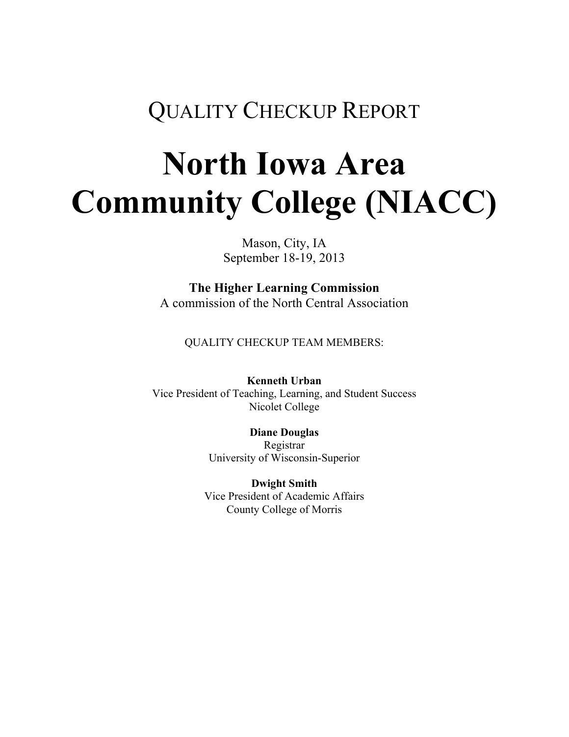# QUALITY CHECKUP REPORT

# North Iowa Area Community College (NIACC)

Mason, City, IA
September 18-19, 2013

**The Higher Learning Commission**
A commission of the North Central Association

QUALITY CHECKUP TEAM MEMBERS:

**Kenneth Urban**
Vice President of Teaching, Learning, and Student Success
Nicolet College

**Diane Douglas**
Registrar
University of Wisconsin-Superior

**Dwight Smith**
Vice President of Academic Affairs
County College of Morris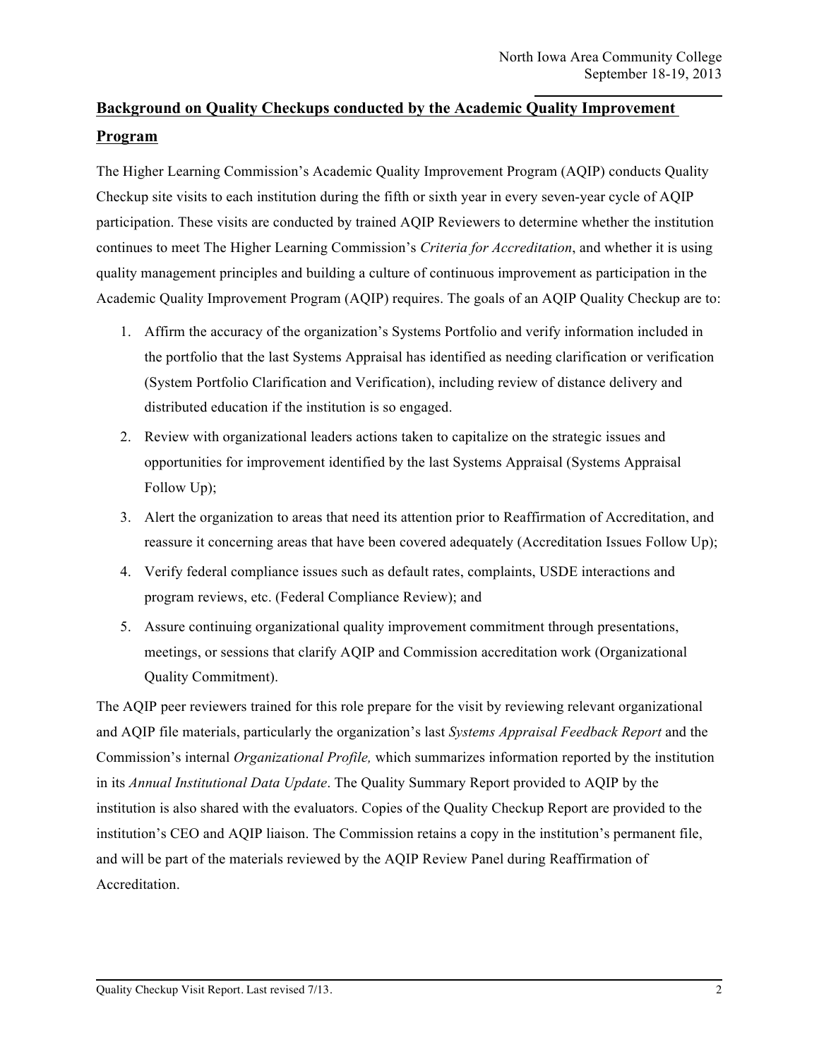## Background on Quality Checkups conducted by the Academic Quality Improvement Program

The Higher Learning Commission's Academic Quality Improvement Program (AQIP) conducts Quality Checkup site visits to each institution during the fifth or sixth year in every seven-year cycle of AQIP participation. These visits are conducted by trained AQIP Reviewers to determine whether the institution continues to meet The Higher Learning Commission's *Criteria for Accreditation*, and whether it is using quality management principles and building a culture of continuous improvement as participation in the Academic Quality Improvement Program (AQIP) requires. The goals of an AQIP Quality Checkup are to:

1. Affirm the accuracy of the organization's Systems Portfolio and verify information included in the portfolio that the last Systems Appraisal has identified as needing clarification or verification (System Portfolio Clarification and Verification), including review of distance delivery and distributed education if the institution is so engaged.
2. Review with organizational leaders actions taken to capitalize on the strategic issues and opportunities for improvement identified by the last Systems Appraisal (Systems Appraisal Follow Up);
3. Alert the organization to areas that need its attention prior to Reaffirmation of Accreditation, and reassure it concerning areas that have been covered adequately (Accreditation Issues Follow Up);
4. Verify federal compliance issues such as default rates, complaints, USDE interactions and program reviews, etc. (Federal Compliance Review); and
5. Assure continuing organizational quality improvement commitment through presentations, meetings, or sessions that clarify AQIP and Commission accreditation work (Organizational Quality Commitment).

The AQIP peer reviewers trained for this role prepare for the visit by reviewing relevant organizational and AQIP file materials, particularly the organization's last *Systems Appraisal Feedback Report* and the Commission's internal *Organizational Profile,* which summarizes information reported by the institution in its *Annual Institutional Data Update*. The Quality Summary Report provided to AQIP by the institution is also shared with the evaluators. Copies of the Quality Checkup Report are provided to the institution's CEO and AQIP liaison. The Commission retains a copy in the institution's permanent file, and will be part of the materials reviewed by the AQIP Review Panel during Reaffirmation of Accreditation.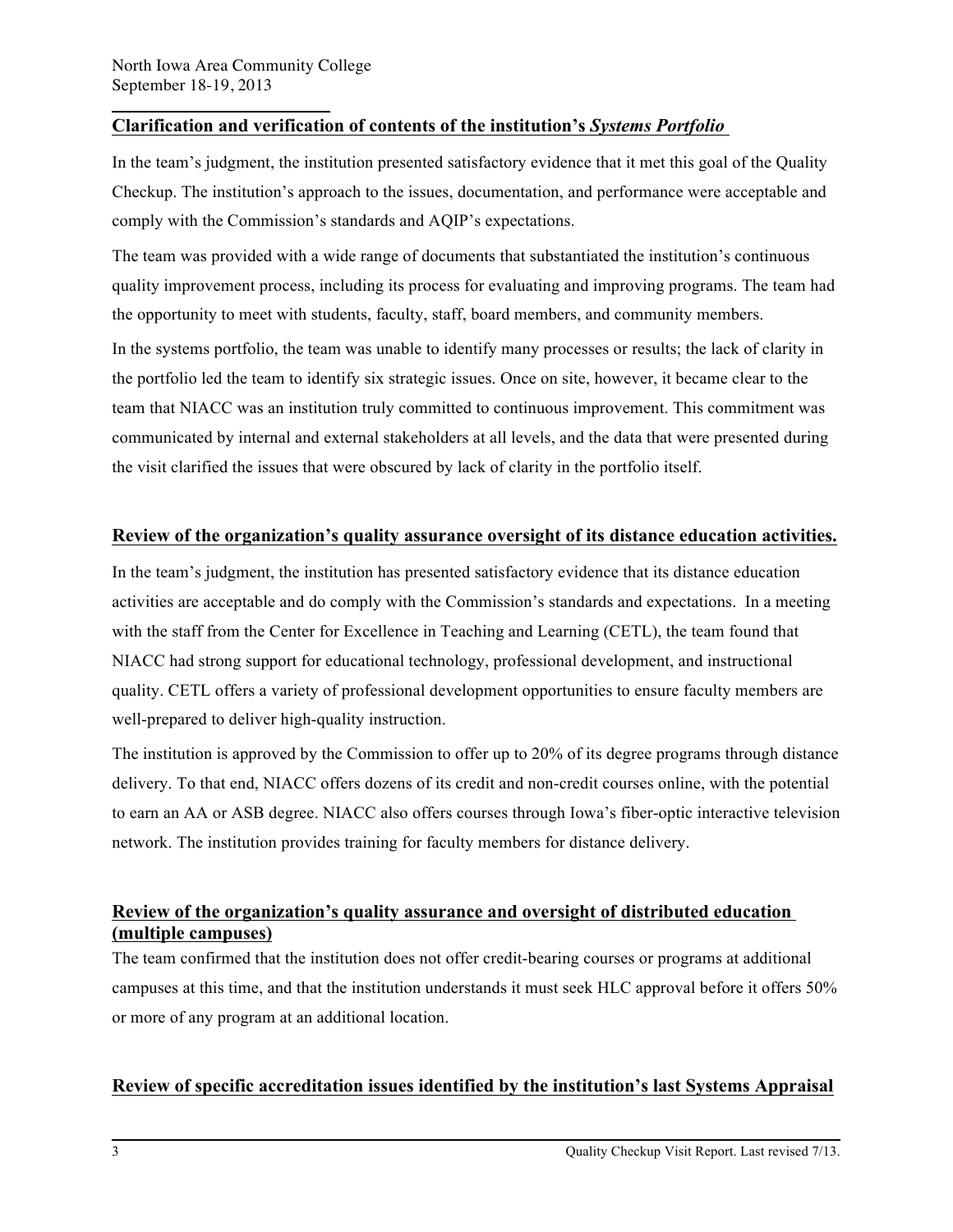## Clarification and verification of contents of the institution's *Systems Portfolio*

In the team's judgment, the institution presented satisfactory evidence that it met this goal of the Quality Checkup. The institution's approach to the issues, documentation, and performance were acceptable and comply with the Commission's standards and AQIP's expectations.

The team was provided with a wide range of documents that substantiated the institution's continuous quality improvement process, including its process for evaluating and improving programs. The team had the opportunity to meet with students, faculty, staff, board members, and community members.

In the systems portfolio, the team was unable to identify many processes or results; the lack of clarity in the portfolio led the team to identify six strategic issues. Once on site, however, it became clear to the team that NIACC was an institution truly committed to continuous improvement. This commitment was communicated by internal and external stakeholders at all levels, and the data that were presented during the visit clarified the issues that were obscured by lack of clarity in the portfolio itself.

## Review of the organization's quality assurance oversight of its distance education activities.

In the team's judgment, the institution has presented satisfactory evidence that its distance education activities are acceptable and do comply with the Commission's standards and expectations. In a meeting with the staff from the Center for Excellence in Teaching and Learning (CETL), the team found that NIACC had strong support for educational technology, professional development, and instructional quality. CETL offers a variety of professional development opportunities to ensure faculty members are well-prepared to deliver high-quality instruction.

The institution is approved by the Commission to offer up to 20% of its degree programs through distance delivery. To that end, NIACC offers dozens of its credit and non-credit courses online, with the potential to earn an AA or ASB degree. NIACC also offers courses through Iowa's fiber-optic interactive television network. The institution provides training for faculty members for distance delivery.

## Review of the organization's quality assurance and oversight of distributed education (multiple campuses)

The team confirmed that the institution does not offer credit-bearing courses or programs at additional campuses at this time, and that the institution understands it must seek HLC approval before it offers 50% or more of any program at an additional location.

## Review of specific accreditation issues identified by the institution's last Systems Appraisal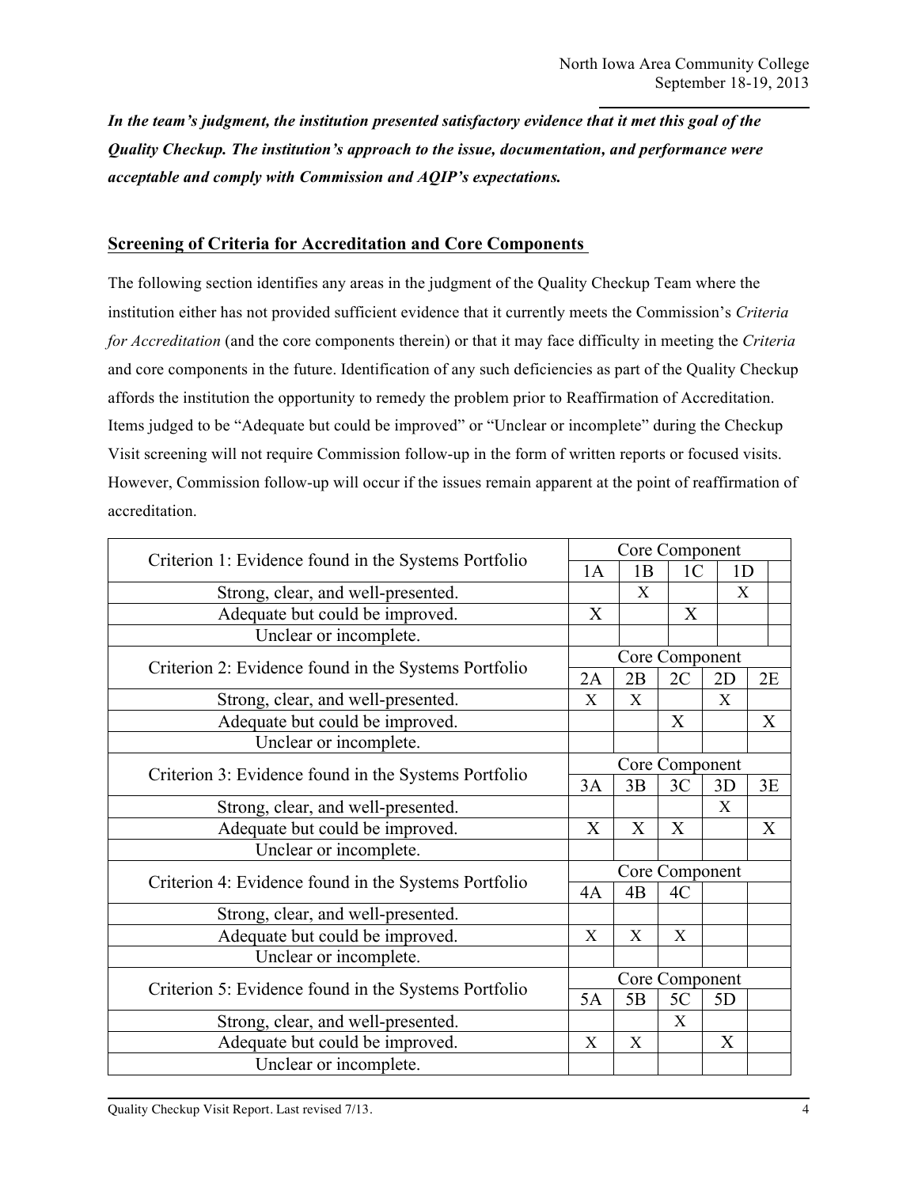***In the team's judgment, the institution presented satisfactory evidence that it met this goal of the Quality Checkup. The institution's approach to the issue, documentation, and performance were acceptable and comply with Commission and AQIP's expectations.***

## Screening of Criteria for Accreditation and Core Components

The following section identifies any areas in the judgment of the Quality Checkup Team where the institution either has not provided sufficient evidence that it currently meets the Commission's *Criteria for Accreditation* (and the core components therein) or that it may face difficulty in meeting the *Criteria* and core components in the future. Identification of any such deficiencies as part of the Quality Checkup affords the institution the opportunity to remedy the problem prior to Reaffirmation of Accreditation. Items judged to be "Adequate but could be improved" or "Unclear or incomplete" during the Checkup Visit screening will not require Commission follow-up in the form of written reports or focused visits. However, Commission follow-up will occur if the issues remain apparent at the point of reaffirmation of accreditation.

| Criterion 1: Evidence found in the Systems Portfolio | Core Component | | | | |
|---|---|---|---|---|---|
| | 1A | 1B | 1C | 1D | |
| Strong, clear, and well-presented. | | X | | X | |
| Adequate but could be improved. | X | | X | | |
| Unclear or incomplete. | | | | | |
| **Criterion 2: Evidence found in the Systems Portfolio** | **Core Component** | | | | |
| | 2A | 2B | 2C | 2D | 2E |
| Strong, clear, and well-presented. | X | X | | X | |
| Adequate but could be improved. | | | X | | X |
| Unclear or incomplete. | | | | | |
| **Criterion 3: Evidence found in the Systems Portfolio** | **Core Component** | | | | |
| | 3A | 3B | 3C | 3D | 3E |
| Strong, clear, and well-presented. | | | | X | |
| Adequate but could be improved. | X | X | X | | X |
| Unclear or incomplete. | | | | | |
| **Criterion 4: Evidence found in the Systems Portfolio** | **Core Component** | | | | |
| | 4A | 4B | 4C | | |
| Strong, clear, and well-presented. | | | | | |
| Adequate but could be improved. | X | X | X | | |
| Unclear or incomplete. | | | | | |
| **Criterion 5: Evidence found in the Systems Portfolio** | **Core Component** | | | | |
| | 5A | 5B | 5C | 5D | |
| Strong, clear, and well-presented. | | | X | | |
| Adequate but could be improved. | X | X | | X | |
| Unclear or incomplete. | | | | | |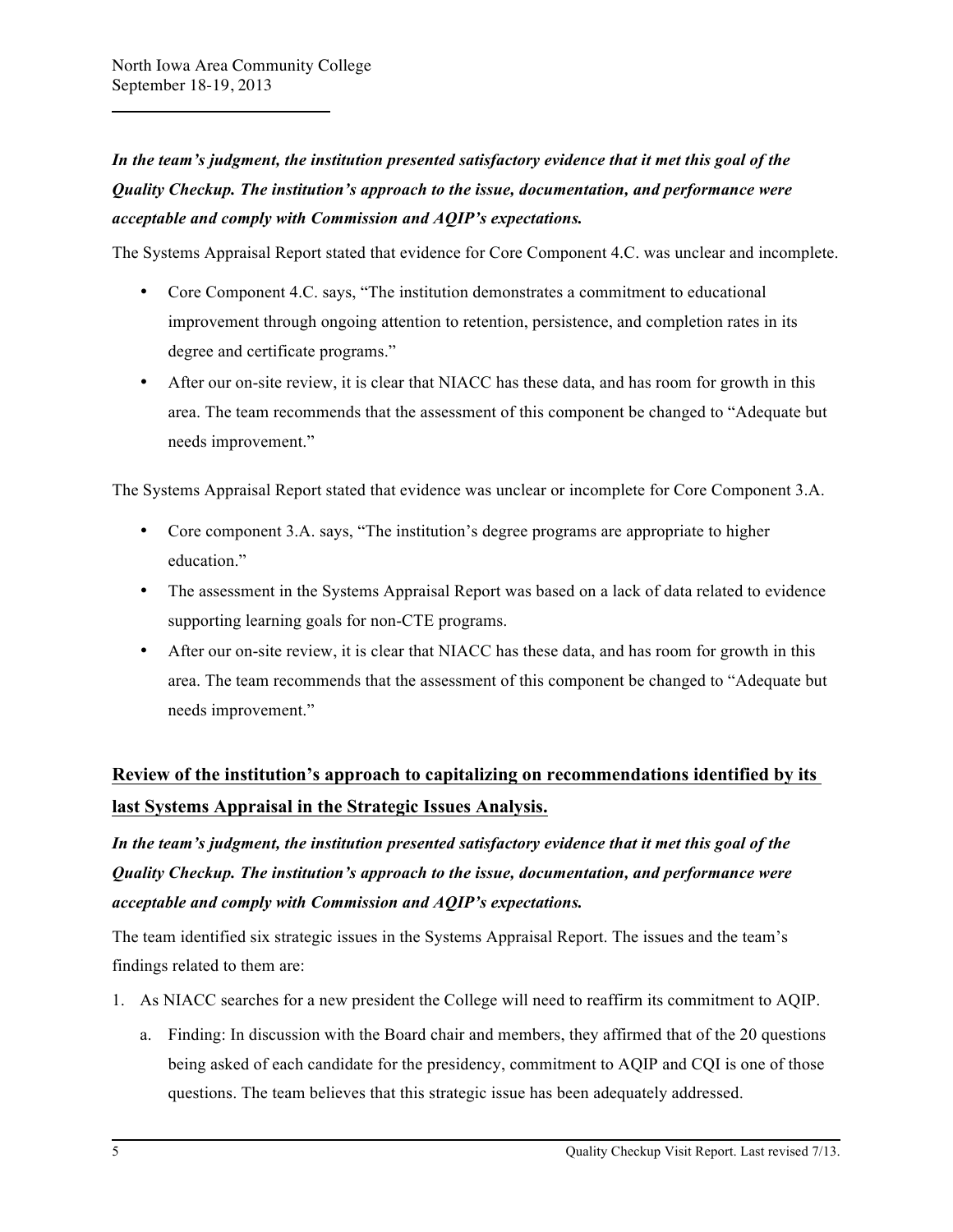***In the team's judgment, the institution presented satisfactory evidence that it met this goal of the Quality Checkup. The institution's approach to the issue, documentation, and performance were acceptable and comply with Commission and AQIP's expectations.***

The Systems Appraisal Report stated that evidence for Core Component 4.C. was unclear and incomplete.

- Core Component 4.C. says, "The institution demonstrates a commitment to educational improvement through ongoing attention to retention, persistence, and completion rates in its degree and certificate programs."
- After our on-site review, it is clear that NIACC has these data, and has room for growth in this area. The team recommends that the assessment of this component be changed to "Adequate but needs improvement."

The Systems Appraisal Report stated that evidence was unclear or incomplete for Core Component 3.A.

- Core component 3.A. says, "The institution's degree programs are appropriate to higher education."
- The assessment in the Systems Appraisal Report was based on a lack of data related to evidence supporting learning goals for non-CTE programs.
- After our on-site review, it is clear that NIACC has these data, and has room for growth in this area. The team recommends that the assessment of this component be changed to "Adequate but needs improvement."

## Review of the institution's approach to capitalizing on recommendations identified by its last Systems Appraisal in the Strategic Issues Analysis.

***In the team's judgment, the institution presented satisfactory evidence that it met this goal of the Quality Checkup. The institution's approach to the issue, documentation, and performance were acceptable and comply with Commission and AQIP's expectations.***

The team identified six strategic issues in the Systems Appraisal Report. The issues and the team's findings related to them are:

1. As NIACC searches for a new president the College will need to reaffirm its commitment to AQIP.
   a. Finding: In discussion with the Board chair and members, they affirmed that of the 20 questions being asked of each candidate for the presidency, commitment to AQIP and CQI is one of those questions. The team believes that this strategic issue has been adequately addressed.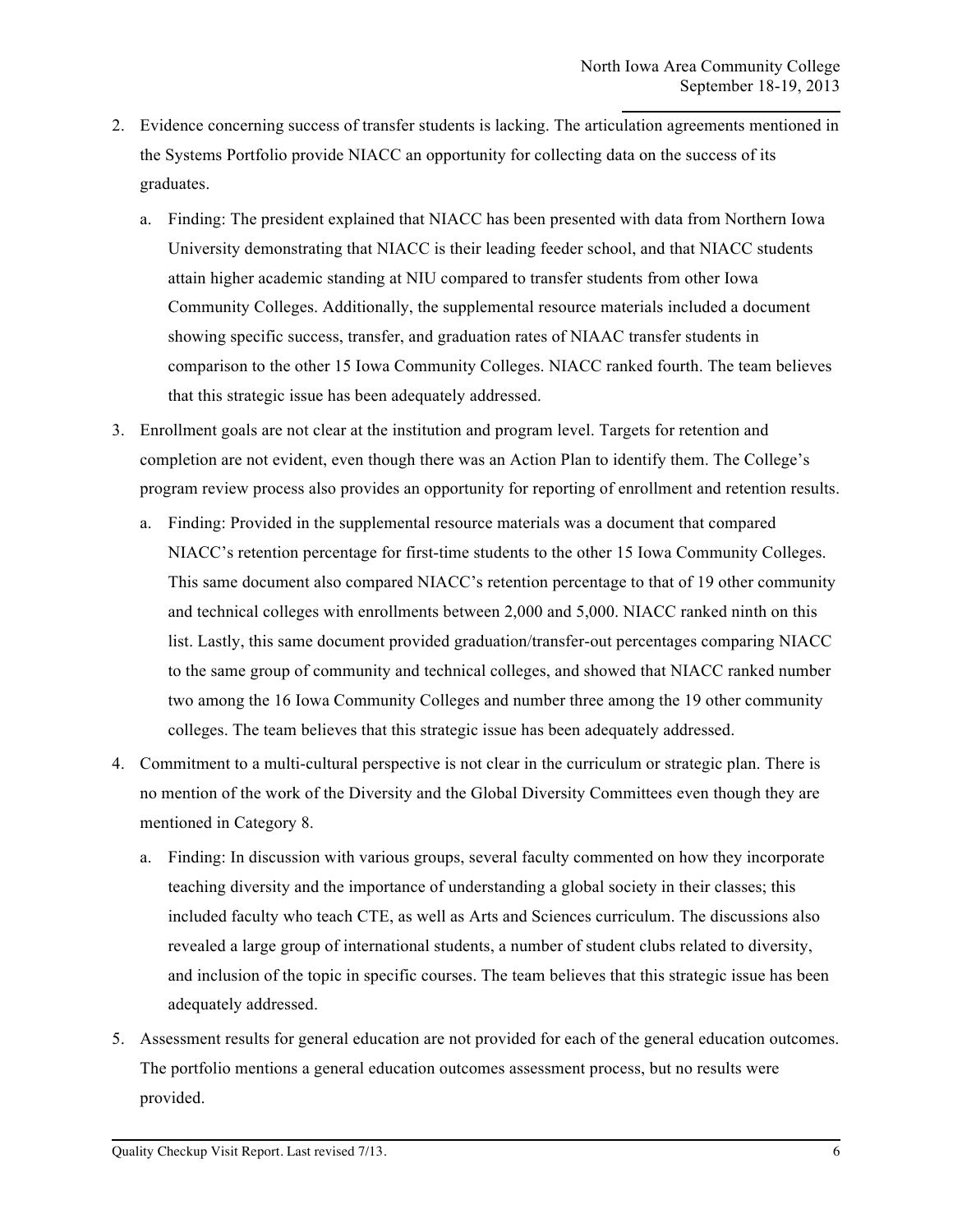2. Evidence concerning success of transfer students is lacking. The articulation agreements mentioned in the Systems Portfolio provide NIACC an opportunity for collecting data on the success of its graduates.

   a. Finding: The president explained that NIACC has been presented with data from Northern Iowa University demonstrating that NIACC is their leading feeder school, and that NIACC students attain higher academic standing at NIU compared to transfer students from other Iowa Community Colleges. Additionally, the supplemental resource materials included a document showing specific success, transfer, and graduation rates of NIAAC transfer students in comparison to the other 15 Iowa Community Colleges. NIACC ranked fourth. The team believes that this strategic issue has been adequately addressed.

3. Enrollment goals are not clear at the institution and program level. Targets for retention and completion are not evident, even though there was an Action Plan to identify them. The College's program review process also provides an opportunity for reporting of enrollment and retention results.

   a. Finding: Provided in the supplemental resource materials was a document that compared NIACC's retention percentage for first-time students to the other 15 Iowa Community Colleges. This same document also compared NIACC's retention percentage to that of 19 other community and technical colleges with enrollments between 2,000 and 5,000. NIACC ranked ninth on this list. Lastly, this same document provided graduation/transfer-out percentages comparing NIACC to the same group of community and technical colleges, and showed that NIACC ranked number two among the 16 Iowa Community Colleges and number three among the 19 other community colleges. The team believes that this strategic issue has been adequately addressed.

4. Commitment to a multi-cultural perspective is not clear in the curriculum or strategic plan. There is no mention of the work of the Diversity and the Global Diversity Committees even though they are mentioned in Category 8.

   a. Finding: In discussion with various groups, several faculty commented on how they incorporate teaching diversity and the importance of understanding a global society in their classes; this included faculty who teach CTE, as well as Arts and Sciences curriculum. The discussions also revealed a large group of international students, a number of student clubs related to diversity, and inclusion of the topic in specific courses. The team believes that this strategic issue has been adequately addressed.

5. Assessment results for general education are not provided for each of the general education outcomes. The portfolio mentions a general education outcomes assessment process, but no results were provided.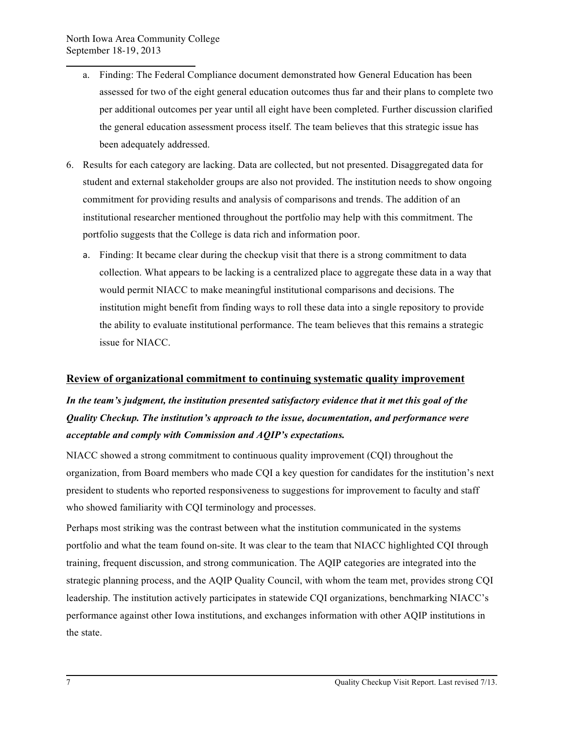a. Finding: The Federal Compliance document demonstrated how General Education has been assessed for two of the eight general education outcomes thus far and their plans to complete two per additional outcomes per year until all eight have been completed. Further discussion clarified the general education assessment process itself. The team believes that this strategic issue has been adequately addressed.

6. Results for each category are lacking. Data are collected, but not presented. Disaggregated data for student and external stakeholder groups are also not provided. The institution needs to show ongoing commitment for providing results and analysis of comparisons and trends. The addition of an institutional researcher mentioned throughout the portfolio may help with this commitment. The portfolio suggests that the College is data rich and information poor.

   a. Finding: It became clear during the checkup visit that there is a strong commitment to data collection. What appears to be lacking is a centralized place to aggregate these data in a way that would permit NIACC to make meaningful institutional comparisons and decisions. The institution might benefit from finding ways to roll these data into a single repository to provide the ability to evaluate institutional performance. The team believes that this remains a strategic issue for NIACC.

## Review of organizational commitment to continuing systematic quality improvement

***In the team's judgment, the institution presented satisfactory evidence that it met this goal of the Quality Checkup. The institution's approach to the issue, documentation, and performance were acceptable and comply with Commission and AQIP's expectations.***

NIACC showed a strong commitment to continuous quality improvement (CQI) throughout the organization, from Board members who made CQI a key question for candidates for the institution's next president to students who reported responsiveness to suggestions for improvement to faculty and staff who showed familiarity with CQI terminology and processes.

Perhaps most striking was the contrast between what the institution communicated in the systems portfolio and what the team found on-site. It was clear to the team that NIACC highlighted CQI through training, frequent discussion, and strong communication. The AQIP categories are integrated into the strategic planning process, and the AQIP Quality Council, with whom the team met, provides strong CQI leadership. The institution actively participates in statewide CQI organizations, benchmarking NIACC's performance against other Iowa institutions, and exchanges information with other AQIP institutions in the state.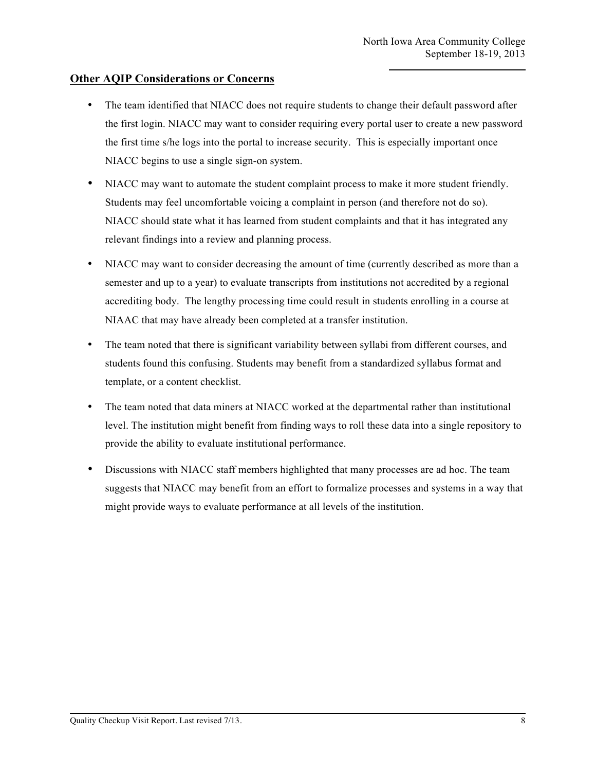## Other AQIP Considerations or Concerns

- The team identified that NIACC does not require students to change their default password after the first login. NIACC may want to consider requiring every portal user to create a new password the first time s/he logs into the portal to increase security. This is especially important once NIACC begins to use a single sign-on system.
- NIACC may want to automate the student complaint process to make it more student friendly. Students may feel uncomfortable voicing a complaint in person (and therefore not do so). NIACC should state what it has learned from student complaints and that it has integrated any relevant findings into a review and planning process.
- NIACC may want to consider decreasing the amount of time (currently described as more than a semester and up to a year) to evaluate transcripts from institutions not accredited by a regional accrediting body. The lengthy processing time could result in students enrolling in a course at NIAAC that may have already been completed at a transfer institution.
- The team noted that there is significant variability between syllabi from different courses, and students found this confusing. Students may benefit from a standardized syllabus format and template, or a content checklist.
- The team noted that data miners at NIACC worked at the departmental rather than institutional level. The institution might benefit from finding ways to roll these data into a single repository to provide the ability to evaluate institutional performance.
- Discussions with NIACC staff members highlighted that many processes are ad hoc. The team suggests that NIACC may benefit from an effort to formalize processes and systems in a way that might provide ways to evaluate performance at all levels of the institution.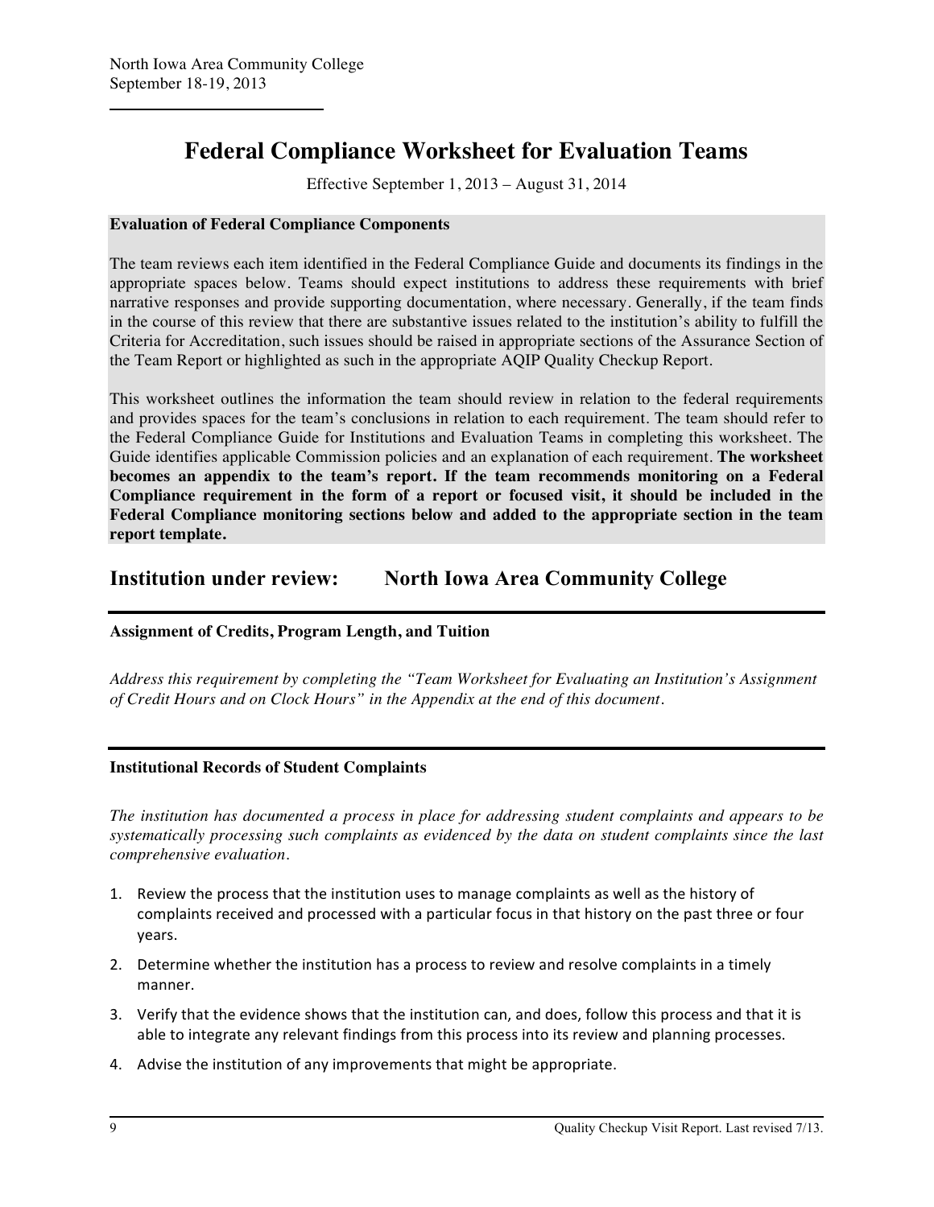# Federal Compliance Worksheet for Evaluation Teams

Effective September 1, 2013 – August 31, 2014

**Evaluation of Federal Compliance Components**

The team reviews each item identified in the Federal Compliance Guide and documents its findings in the appropriate spaces below. Teams should expect institutions to address these requirements with brief narrative responses and provide supporting documentation, where necessary. Generally, if the team finds in the course of this review that there are substantive issues related to the institution's ability to fulfill the Criteria for Accreditation, such issues should be raised in appropriate sections of the Assurance Section of the Team Report or highlighted as such in the appropriate AQIP Quality Checkup Report.

This worksheet outlines the information the team should review in relation to the federal requirements and provides spaces for the team's conclusions in relation to each requirement. The team should refer to the Federal Compliance Guide for Institutions and Evaluation Teams in completing this worksheet. The Guide identifies applicable Commission policies and an explanation of each requirement. **The worksheet becomes an appendix to the team's report. If the team recommends monitoring on a Federal Compliance requirement in the form of a report or focused visit, it should be included in the Federal Compliance monitoring sections below and added to the appropriate section in the team report template.**

## Institution under review: North Iowa Area Community College

**Assignment of Credits, Program Length, and Tuition**

*Address this requirement by completing the "Team Worksheet for Evaluating an Institution's Assignment of Credit Hours and on Clock Hours" in the Appendix at the end of this document.*

**Institutional Records of Student Complaints**

*The institution has documented a process in place for addressing student complaints and appears to be systematically processing such complaints as evidenced by the data on student complaints since the last comprehensive evaluation.*

1. Review the process that the institution uses to manage complaints as well as the history of complaints received and processed with a particular focus in that history on the past three or four years.
2. Determine whether the institution has a process to review and resolve complaints in a timely manner.
3. Verify that the evidence shows that the institution can, and does, follow this process and that it is able to integrate any relevant findings from this process into its review and planning processes.
4. Advise the institution of any improvements that might be appropriate.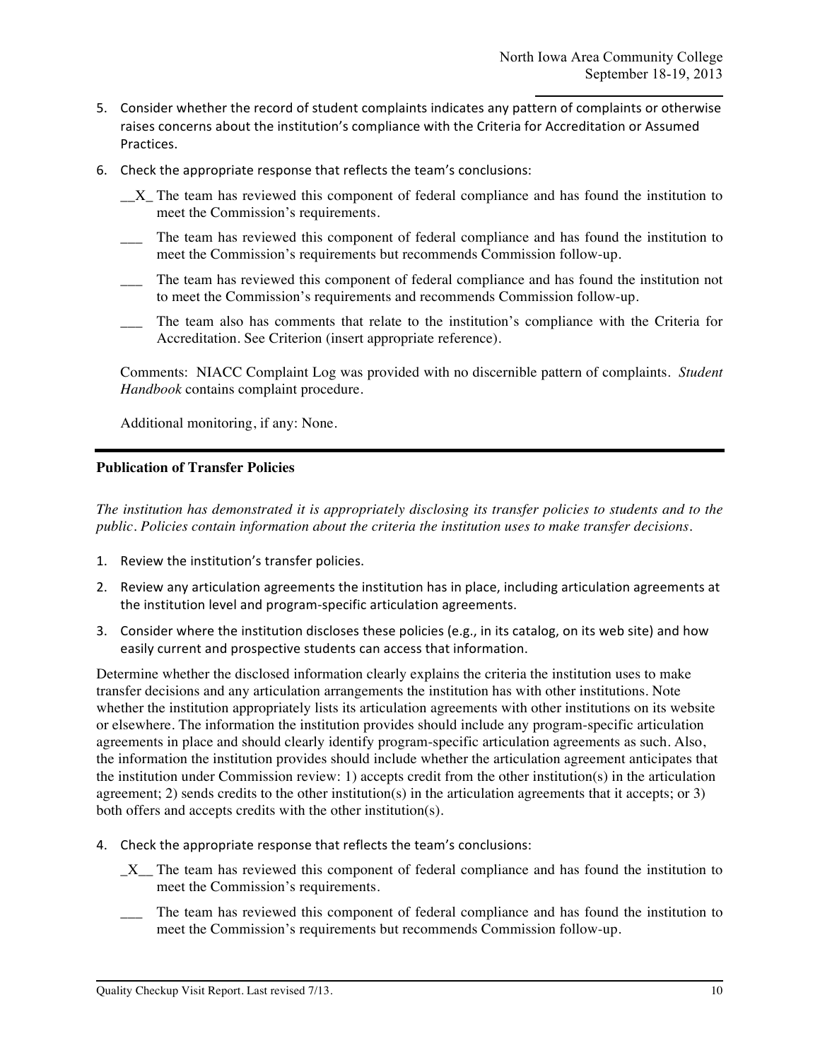5. Consider whether the record of student complaints indicates any pattern of complaints or otherwise raises concerns about the institution's compliance with the Criteria for Accreditation or Assumed Practices.
6. Check the appropriate response that reflects the team's conclusions:

   __X_ The team has reviewed this component of federal compliance and has found the institution to meet the Commission's requirements.

   ___ The team has reviewed this component of federal compliance and has found the institution to meet the Commission's requirements but recommends Commission follow-up.

   ___ The team has reviewed this component of federal compliance and has found the institution not to meet the Commission's requirements and recommends Commission follow-up.

   ___ The team also has comments that relate to the institution's compliance with the Criteria for Accreditation. See Criterion (insert appropriate reference).

   Comments: NIACC Complaint Log was provided with no discernible pattern of complaints. *Student Handbook* contains complaint procedure.

   Additional monitoring, if any: None.

---

**Publication of Transfer Policies**

*The institution has demonstrated it is appropriately disclosing its transfer policies to students and to the public. Policies contain information about the criteria the institution uses to make transfer decisions.*

1. Review the institution's transfer policies.
2. Review any articulation agreements the institution has in place, including articulation agreements at the institution level and program-specific articulation agreements.
3. Consider where the institution discloses these policies (e.g., in its catalog, on its web site) and how easily current and prospective students can access that information.

Determine whether the disclosed information clearly explains the criteria the institution uses to make transfer decisions and any articulation arrangements the institution has with other institutions. Note whether the institution appropriately lists its articulation agreements with other institutions on its website or elsewhere. The information the institution provides should include any program-specific articulation agreements in place and should clearly identify program-specific articulation agreements as such. Also, the information the institution provides should include whether the articulation agreement anticipates that the institution under Commission review: 1) accepts credit from the other institution(s) in the articulation agreement; 2) sends credits to the other institution(s) in the articulation agreements that it accepts; or 3) both offers and accepts credits with the other institution(s).

4. Check the appropriate response that reflects the team's conclusions:

   _X__ The team has reviewed this component of federal compliance and has found the institution to meet the Commission's requirements.

   ___ The team has reviewed this component of federal compliance and has found the institution to meet the Commission's requirements but recommends Commission follow-up.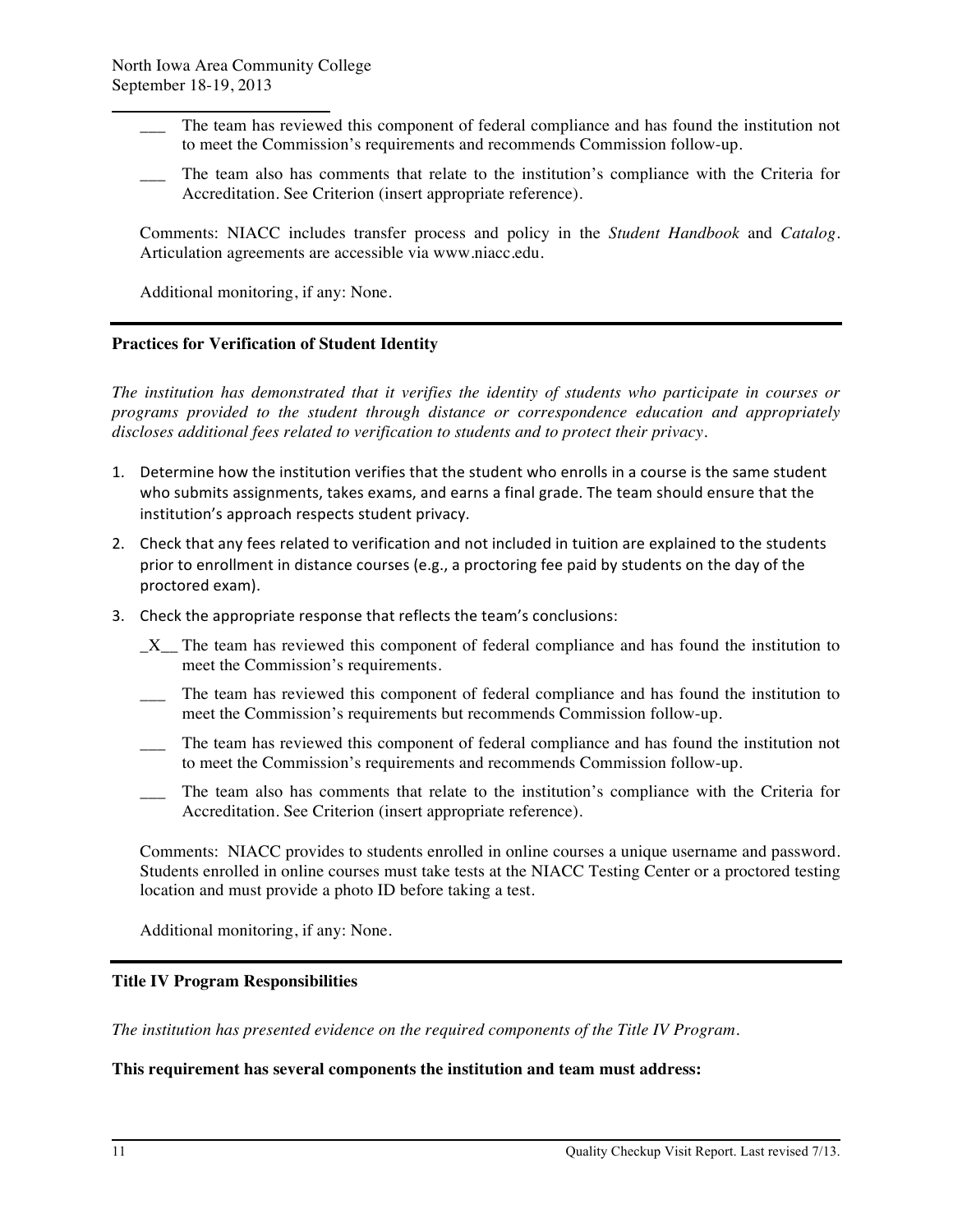___ The team has reviewed this component of federal compliance and has found the institution not to meet the Commission's requirements and recommends Commission follow-up.

___ The team also has comments that relate to the institution's compliance with the Criteria for Accreditation. See Criterion (insert appropriate reference).

Comments: NIACC includes transfer process and policy in the *Student Handbook* and *Catalog*. Articulation agreements are accessible via www.niacc.edu.

Additional monitoring, if any: None.

---

**Practices for Verification of Student Identity**

*The institution has demonstrated that it verifies the identity of students who participate in courses or programs provided to the student through distance or correspondence education and appropriately discloses additional fees related to verification to students and to protect their privacy.*

1. Determine how the institution verifies that the student who enrolls in a course is the same student who submits assignments, takes exams, and earns a final grade. The team should ensure that the institution's approach respects student privacy.
2. Check that any fees related to verification and not included in tuition are explained to the students prior to enrollment in distance courses (e.g., a proctoring fee paid by students on the day of the proctored exam).
3. Check the appropriate response that reflects the team's conclusions:

_X__ The team has reviewed this component of federal compliance and has found the institution to meet the Commission's requirements.

___ The team has reviewed this component of federal compliance and has found the institution to meet the Commission's requirements but recommends Commission follow-up.

___ The team has reviewed this component of federal compliance and has found the institution not to meet the Commission's requirements and recommends Commission follow-up.

___ The team also has comments that relate to the institution's compliance with the Criteria for Accreditation. See Criterion (insert appropriate reference).

Comments: NIACC provides to students enrolled in online courses a unique username and password. Students enrolled in online courses must take tests at the NIACC Testing Center or a proctored testing location and must provide a photo ID before taking a test.

Additional monitoring, if any: None.

---

**Title IV Program Responsibilities**

*The institution has presented evidence on the required components of the Title IV Program.*

**This requirement has several components the institution and team must address:**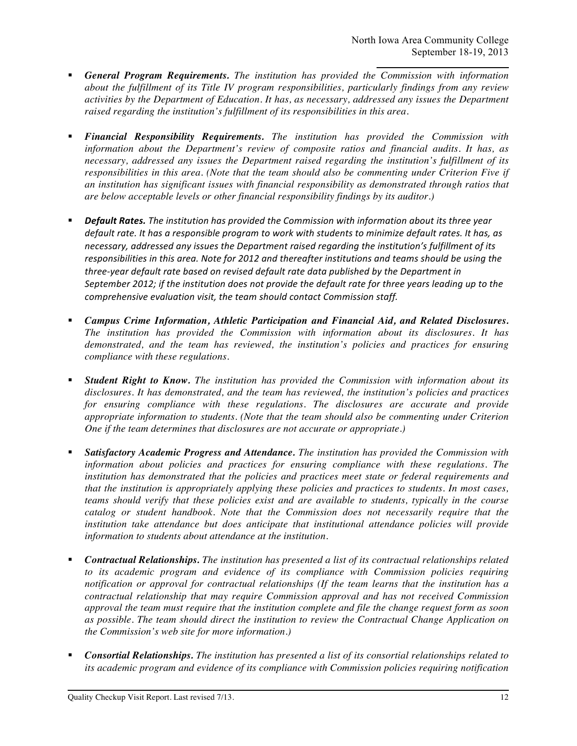- ***General Program Requirements.*** *The institution has provided the Commission with information about the fulfillment of its Title IV program responsibilities, particularly findings from any review activities by the Department of Education. It has, as necessary, addressed any issues the Department raised regarding the institution's fulfillment of its responsibilities in this area.*

- ***Financial Responsibility Requirements.*** *The institution has provided the Commission with information about the Department's review of composite ratios and financial audits. It has, as necessary, addressed any issues the Department raised regarding the institution's fulfillment of its responsibilities in this area. (Note that the team should also be commenting under Criterion Five if an institution has significant issues with financial responsibility as demonstrated through ratios that are below acceptable levels or other financial responsibility findings by its auditor.)*

- ***Default Rates.*** *The institution has provided the Commission with information about its three year default rate. It has a responsible program to work with students to minimize default rates. It has, as necessary, addressed any issues the Department raised regarding the institution's fulfillment of its responsibilities in this area. Note for 2012 and thereafter institutions and teams should be using the three-year default rate based on revised default rate data published by the Department in September 2012; if the institution does not provide the default rate for three years leading up to the comprehensive evaluation visit, the team should contact Commission staff.*

- ***Campus Crime Information, Athletic Participation and Financial Aid, and Related Disclosures.*** *The institution has provided the Commission with information about its disclosures. It has demonstrated, and the team has reviewed, the institution's policies and practices for ensuring compliance with these regulations.*

- ***Student Right to Know.*** *The institution has provided the Commission with information about its disclosures. It has demonstrated, and the team has reviewed, the institution's policies and practices for ensuring compliance with these regulations. The disclosures are accurate and provide appropriate information to students. (Note that the team should also be commenting under Criterion One if the team determines that disclosures are not accurate or appropriate.)*

- ***Satisfactory Academic Progress and Attendance.*** *The institution has provided the Commission with information about policies and practices for ensuring compliance with these regulations. The institution has demonstrated that the policies and practices meet state or federal requirements and that the institution is appropriately applying these policies and practices to students. In most cases, teams should verify that these policies exist and are available to students, typically in the course catalog or student handbook. Note that the Commission does not necessarily require that the institution take attendance but does anticipate that institutional attendance policies will provide information to students about attendance at the institution.*

- ***Contractual Relationships.*** *The institution has presented a list of its contractual relationships related to its academic program and evidence of its compliance with Commission policies requiring notification or approval for contractual relationships (If the team learns that the institution has a contractual relationship that may require Commission approval and has not received Commission approval the team must require that the institution complete and file the change request form as soon as possible. The team should direct the institution to review the Contractual Change Application on the Commission's web site for more information.)*

- ***Consortial Relationships.*** *The institution has presented a list of its consortial relationships related to its academic program and evidence of its compliance with Commission policies requiring notification*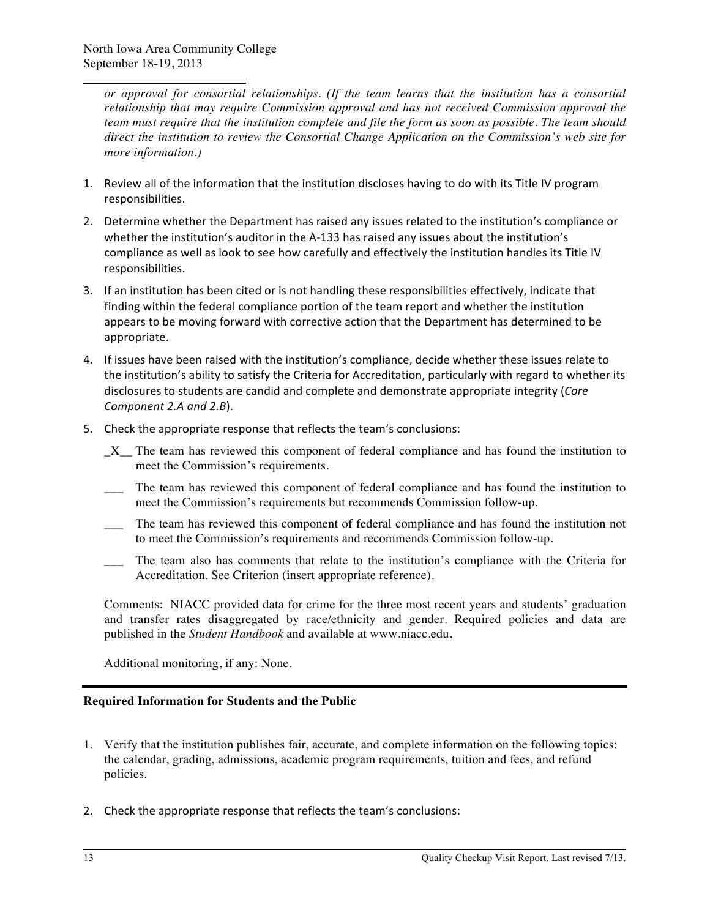*or approval for consortial relationships. (If the team learns that the institution has a consortial relationship that may require Commission approval and has not received Commission approval the team must require that the institution complete and file the form as soon as possible. The team should direct the institution to review the Consortial Change Application on the Commission's web site for more information.)*

1. Review all of the information that the institution discloses having to do with its Title IV program responsibilities.
2. Determine whether the Department has raised any issues related to the institution's compliance or whether the institution's auditor in the A-133 has raised any issues about the institution's compliance as well as look to see how carefully and effectively the institution handles its Title IV responsibilities.
3. If an institution has been cited or is not handling these responsibilities effectively, indicate that finding within the federal compliance portion of the team report and whether the institution appears to be moving forward with corrective action that the Department has determined to be appropriate.
4. If issues have been raised with the institution's compliance, decide whether these issues relate to the institution's ability to satisfy the Criteria for Accreditation, particularly with regard to whether its disclosures to students are candid and complete and demonstrate appropriate integrity (*Core Component 2.A and 2.B*).
5. Check the appropriate response that reflects the team's conclusions:

   _X__ The team has reviewed this component of federal compliance and has found the institution to meet the Commission's requirements.

   ___ The team has reviewed this component of federal compliance and has found the institution to meet the Commission's requirements but recommends Commission follow-up.

   ___ The team has reviewed this component of federal compliance and has found the institution not to meet the Commission's requirements and recommends Commission follow-up.

   ___ The team also has comments that relate to the institution's compliance with the Criteria for Accreditation. See Criterion (insert appropriate reference).

   Comments: NIACC provided data for crime for the three most recent years and students' graduation and transfer rates disaggregated by race/ethnicity and gender. Required policies and data are published in the *Student Handbook* and available at www.niacc.edu.

   Additional monitoring, if any: None.

---

**Required Information for Students and the Public**

1. Verify that the institution publishes fair, accurate, and complete information on the following topics: the calendar, grading, admissions, academic program requirements, tuition and fees, and refund policies.
2. Check the appropriate response that reflects the team's conclusions: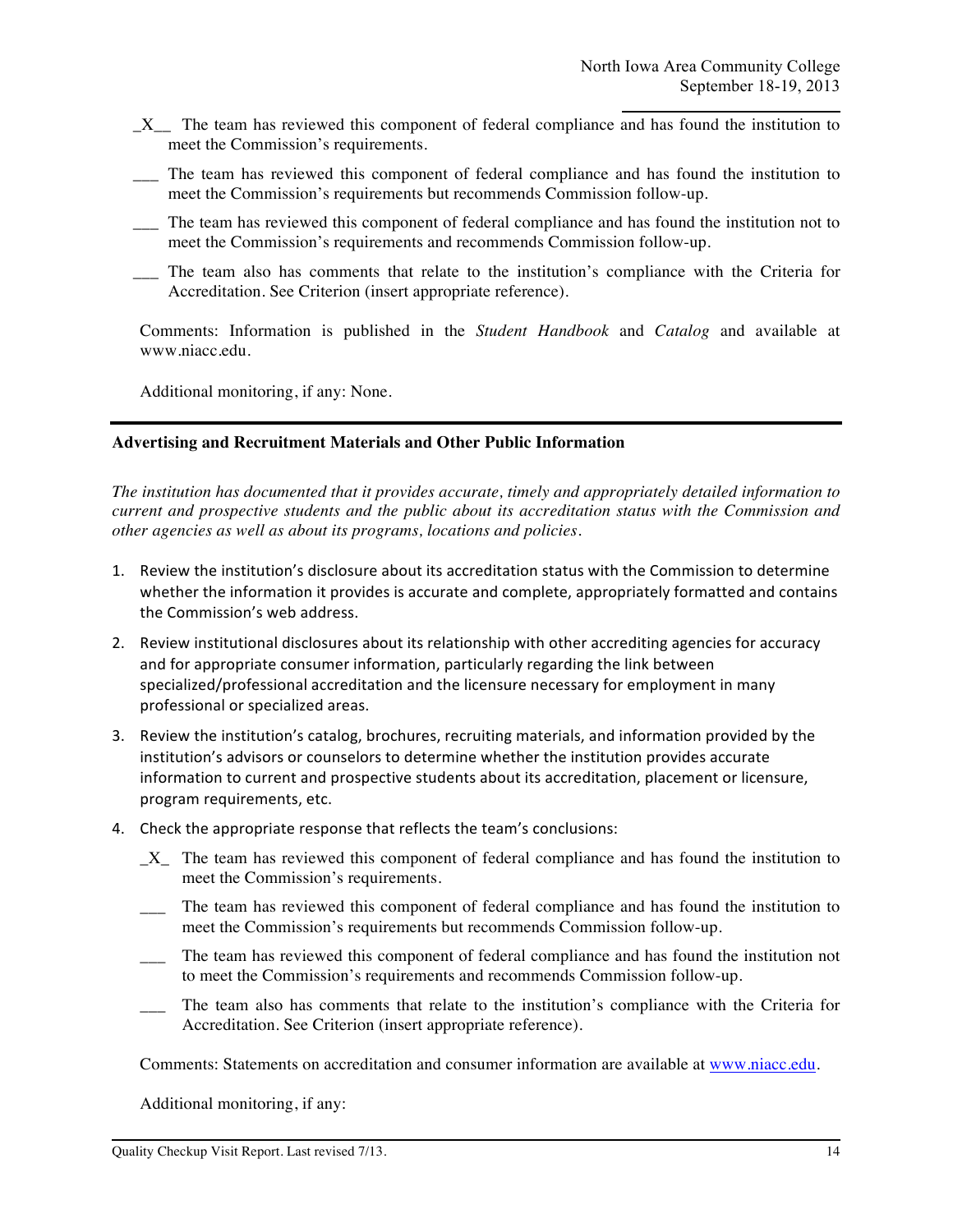_X__ The team has reviewed this component of federal compliance and has found the institution to meet the Commission's requirements.

___ The team has reviewed this component of federal compliance and has found the institution to meet the Commission's requirements but recommends Commission follow-up.

___ The team has reviewed this component of federal compliance and has found the institution not to meet the Commission's requirements and recommends Commission follow-up.

___ The team also has comments that relate to the institution's compliance with the Criteria for Accreditation. See Criterion (insert appropriate reference).

Comments: Information is published in the *Student Handbook* and *Catalog* and available at www.niacc.edu.

Additional monitoring, if any: None.

---

**Advertising and Recruitment Materials and Other Public Information**

*The institution has documented that it provides accurate, timely and appropriately detailed information to current and prospective students and the public about its accreditation status with the Commission and other agencies as well as about its programs, locations and policies.*

1. Review the institution's disclosure about its accreditation status with the Commission to determine whether the information it provides is accurate and complete, appropriately formatted and contains the Commission's web address.
2. Review institutional disclosures about its relationship with other accrediting agencies for accuracy and for appropriate consumer information, particularly regarding the link between specialized/professional accreditation and the licensure necessary for employment in many professional or specialized areas.
3. Review the institution's catalog, brochures, recruiting materials, and information provided by the institution's advisors or counselors to determine whether the institution provides accurate information to current and prospective students about its accreditation, placement or licensure, program requirements, etc.
4. Check the appropriate response that reflects the team's conclusions:

   _X_ The team has reviewed this component of federal compliance and has found the institution to meet the Commission's requirements.

   ___ The team has reviewed this component of federal compliance and has found the institution to meet the Commission's requirements but recommends Commission follow-up.

   ___ The team has reviewed this component of federal compliance and has found the institution not to meet the Commission's requirements and recommends Commission follow-up.

   ___ The team also has comments that relate to the institution's compliance with the Criteria for Accreditation. See Criterion (insert appropriate reference).

   Comments: Statements on accreditation and consumer information are available at www.niacc.edu.

   Additional monitoring, if any: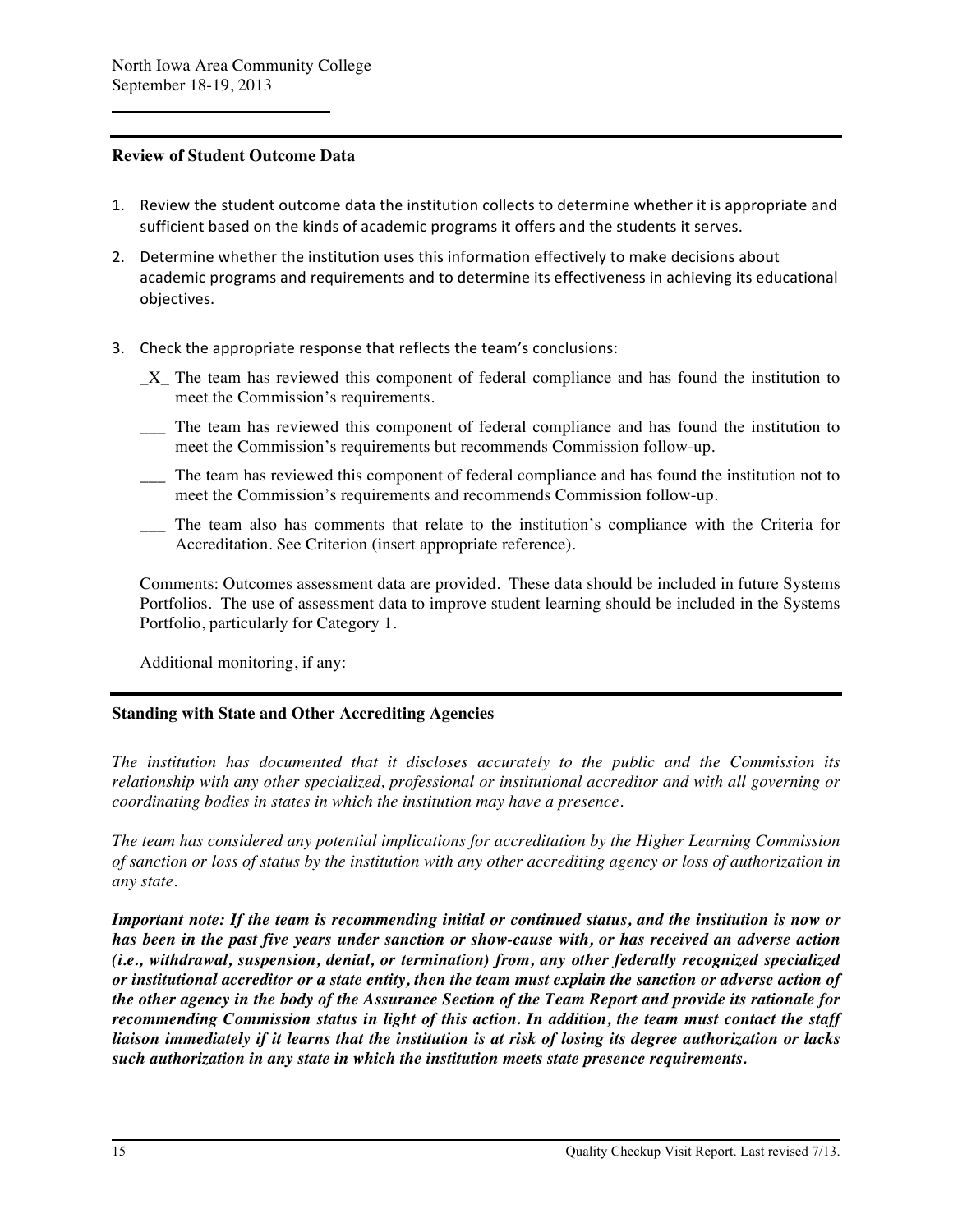**Review of Student Outcome Data**

1. Review the student outcome data the institution collects to determine whether it is appropriate and sufficient based on the kinds of academic programs it offers and the students it serves.
2. Determine whether the institution uses this information effectively to make decisions about academic programs and requirements and to determine its effectiveness in achieving its educational objectives.
3. Check the appropriate response that reflects the team's conclusions:

   _X_ The team has reviewed this component of federal compliance and has found the institution to meet the Commission's requirements.

   ___ The team has reviewed this component of federal compliance and has found the institution to meet the Commission's requirements but recommends Commission follow-up.

   ___ The team has reviewed this component of federal compliance and has found the institution not to meet the Commission's requirements and recommends Commission follow-up.

   ___ The team also has comments that relate to the institution's compliance with the Criteria for Accreditation. See Criterion (insert appropriate reference).

   Comments: Outcomes assessment data are provided. These data should be included in future Systems Portfolios. The use of assessment data to improve student learning should be included in the Systems Portfolio, particularly for Category 1.

   Additional monitoring, if any:

**Standing with State and Other Accrediting Agencies**

*The institution has documented that it discloses accurately to the public and the Commission its relationship with any other specialized, professional or institutional accreditor and with all governing or coordinating bodies in states in which the institution may have a presence.*

*The team has considered any potential implications for accreditation by the Higher Learning Commission of sanction or loss of status by the institution with any other accrediting agency or loss of authorization in any state.*

***Important note: If the team is recommending initial or continued status, and the institution is now or has been in the past five years under sanction or show-cause with, or has received an adverse action (i.e., withdrawal, suspension, denial, or termination) from, any other federally recognized specialized or institutional accreditor or a state entity, then the team must explain the sanction or adverse action of the other agency in the body of the Assurance Section of the Team Report and provide its rationale for recommending Commission status in light of this action. In addition, the team must contact the staff liaison immediately if it learns that the institution is at risk of losing its degree authorization or lacks such authorization in any state in which the institution meets state presence requirements.***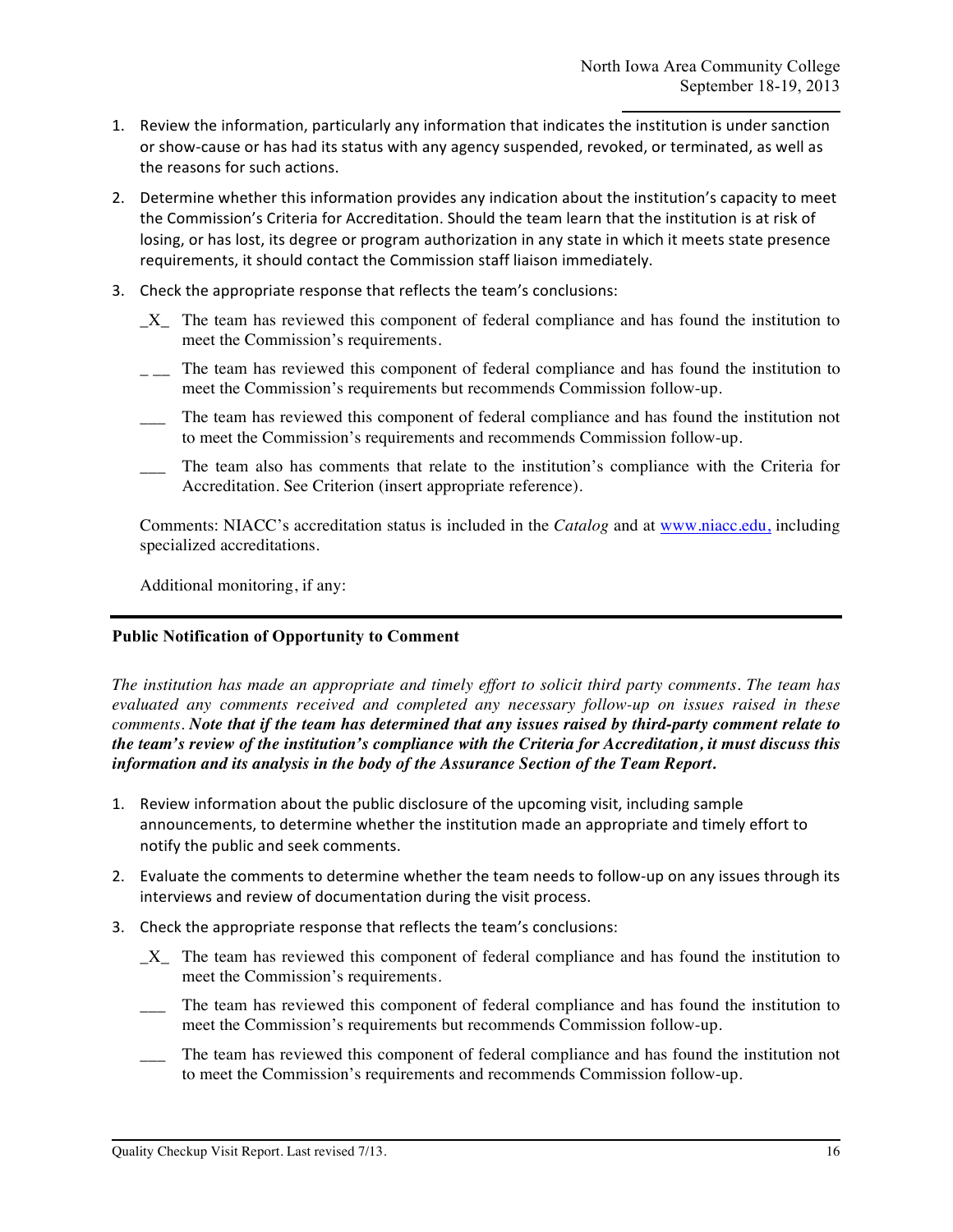1. Review the information, particularly any information that indicates the institution is under sanction or show-cause or has had its status with any agency suspended, revoked, or terminated, as well as the reasons for such actions.
2. Determine whether this information provides any indication about the institution's capacity to meet the Commission's Criteria for Accreditation. Should the team learn that the institution is at risk of losing, or has lost, its degree or program authorization in any state in which it meets state presence requirements, it should contact the Commission staff liaison immediately.
3. Check the appropriate response that reflects the team's conclusions:

   _X_ The team has reviewed this component of federal compliance and has found the institution to meet the Commission's requirements.

   _ __ The team has reviewed this component of federal compliance and has found the institution to meet the Commission's requirements but recommends Commission follow-up.

   ___ The team has reviewed this component of federal compliance and has found the institution not to meet the Commission's requirements and recommends Commission follow-up.

   ___ The team also has comments that relate to the institution's compliance with the Criteria for Accreditation. See Criterion (insert appropriate reference).

   Comments: NIACC's accreditation status is included in the *Catalog* and at www.niacc.edu, including specialized accreditations.

   Additional monitoring, if any:

---

**Public Notification of Opportunity to Comment**

*The institution has made an appropriate and timely effort to solicit third party comments. The team has evaluated any comments received and completed any necessary follow-up on issues raised in these comments.* ***Note that if the team has determined that any issues raised by third-party comment relate to the team's review of the institution's compliance with the Criteria for Accreditation, it must discuss this information and its analysis in the body of the Assurance Section of the Team Report.***

1. Review information about the public disclosure of the upcoming visit, including sample announcements, to determine whether the institution made an appropriate and timely effort to notify the public and seek comments.
2. Evaluate the comments to determine whether the team needs to follow-up on any issues through its interviews and review of documentation during the visit process.
3. Check the appropriate response that reflects the team's conclusions:

   _X_ The team has reviewed this component of federal compliance and has found the institution to meet the Commission's requirements.

   ___ The team has reviewed this component of federal compliance and has found the institution to meet the Commission's requirements but recommends Commission follow-up.

   ___ The team has reviewed this component of federal compliance and has found the institution not to meet the Commission's requirements and recommends Commission follow-up.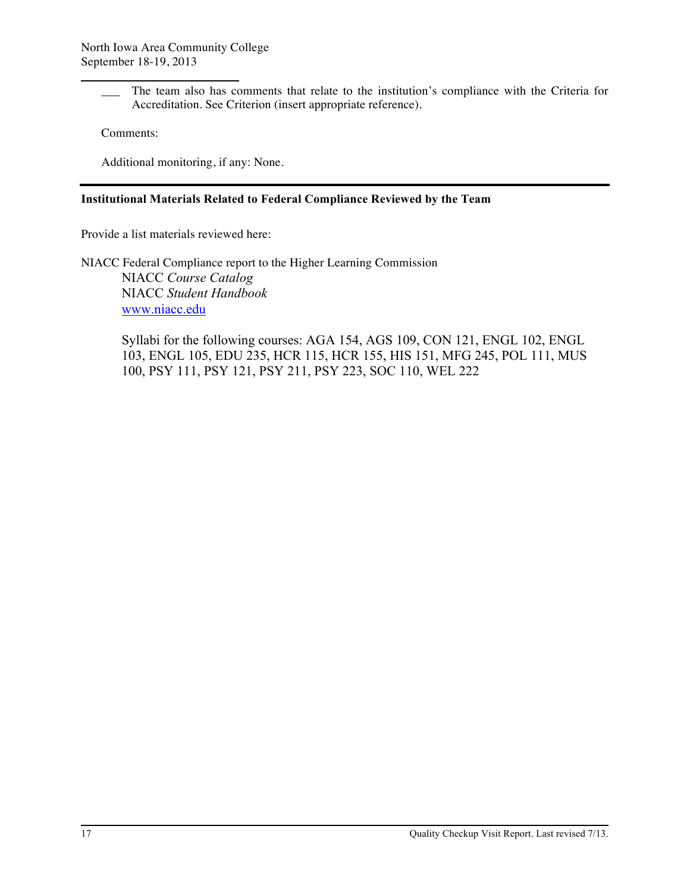___ The team also has comments that relate to the institution's compliance with the Criteria for Accreditation. See Criterion (insert appropriate reference).

Comments:

Additional monitoring, if any: None.

---

**Institutional Materials Related to Federal Compliance Reviewed by the Team**

Provide a list materials reviewed here:

NIACC Federal Compliance report to the Higher Learning Commission

NIACC *Course Catalog*

NIACC *Student Handbook*

[www.niacc.edu](http://www.niacc.edu)

Syllabi for the following courses: AGA 154, AGS 109, CON 121, ENGL 102, ENGL 103, ENGL 105, EDU 235, HCR 115, HCR 155, HIS 151, MFG 245, POL 111, MUS 100, PSY 111, PSY 121, PSY 211, PSY 223, SOC 110, WEL 222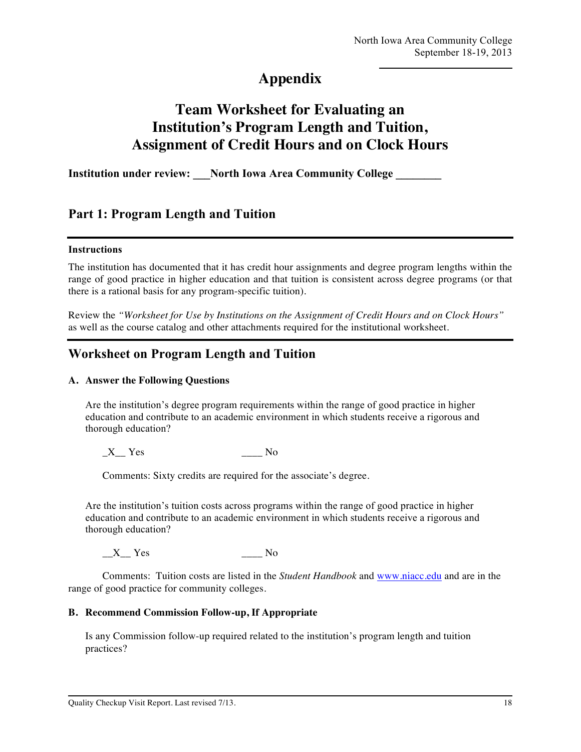# Appendix

## Team Worksheet for Evaluating an Institution's Program Length and Tuition, Assignment of Credit Hours and on Clock Hours

**Institution under review: ___North Iowa Area Community College ________**

## Part 1: Program Length and Tuition

---

**Instructions**

The institution has documented that it has credit hour assignments and degree program lengths within the range of good practice in higher education and that tuition is consistent across degree programs (or that there is a rational basis for any program-specific tuition).

Review the *"Worksheet for Use by Institutions on the Assignment of Credit Hours and on Clock Hours"* as well as the course catalog and other attachments required for the institutional worksheet.

---

## Worksheet on Program Length and Tuition

**A. Answer the Following Questions**

Are the institution's degree program requirements within the range of good practice in higher education and contribute to an academic environment in which students receive a rigorous and thorough education?

_X__ Yes ____ No

Comments: Sixty credits are required for the associate's degree.

Are the institution's tuition costs across programs within the range of good practice in higher education and contribute to an academic environment in which students receive a rigorous and thorough education?

__X__ Yes ____ No

Comments: Tuition costs are listed in the *Student Handbook* and www.niacc.edu and are in the range of good practice for community colleges.

**B. Recommend Commission Follow-up, If Appropriate**

Is any Commission follow-up required related to the institution's program length and tuition practices?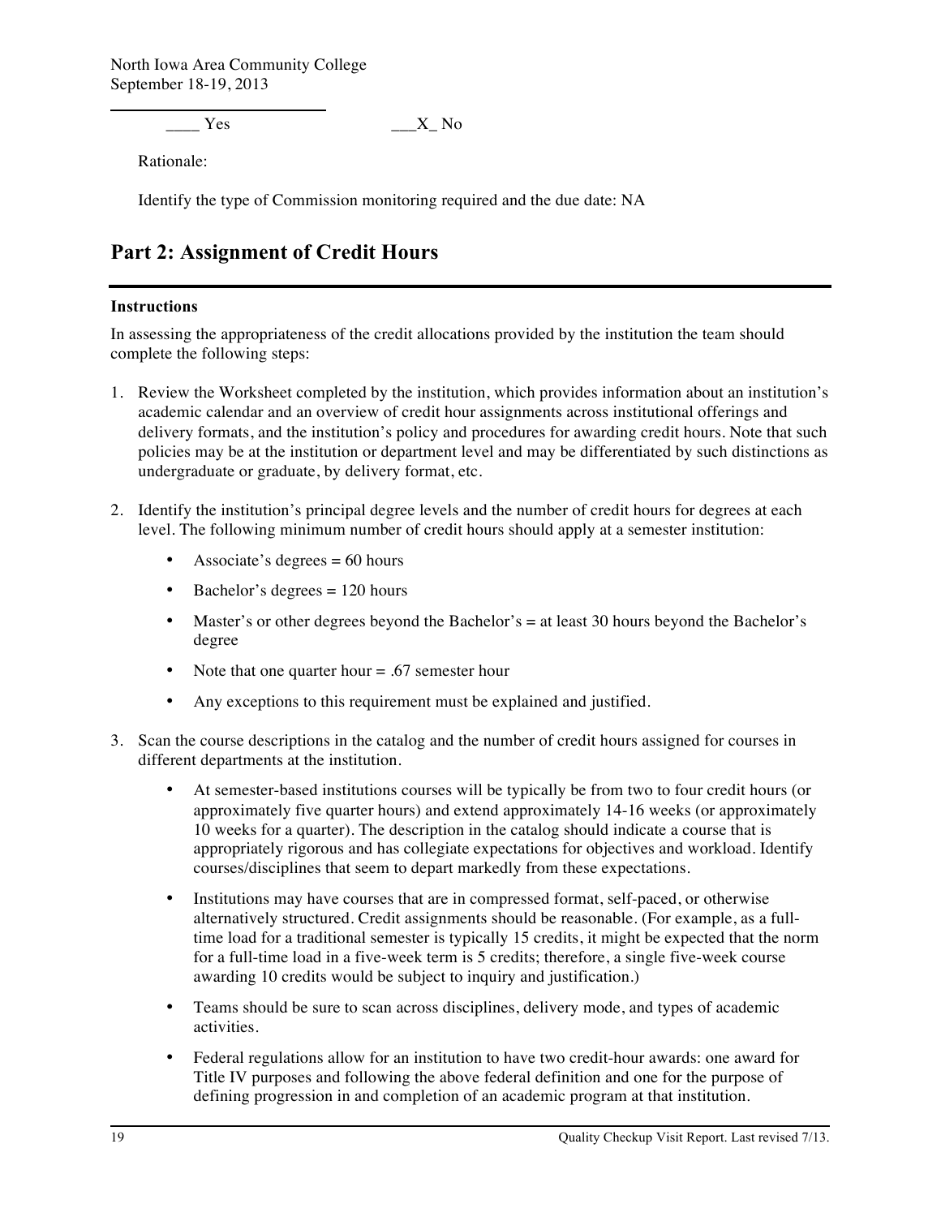____ Yes ___X_ No

Rationale:

Identify the type of Commission monitoring required and the due date: NA

## Part 2: Assignment of Credit Hours

**Instructions**

In assessing the appropriateness of the credit allocations provided by the institution the team should complete the following steps:

1. Review the Worksheet completed by the institution, which provides information about an institution's academic calendar and an overview of credit hour assignments across institutional offerings and delivery formats, and the institution's policy and procedures for awarding credit hours. Note that such policies may be at the institution or department level and may be differentiated by such distinctions as undergraduate or graduate, by delivery format, etc.

2. Identify the institution's principal degree levels and the number of credit hours for degrees at each level. The following minimum number of credit hours should apply at a semester institution:
   - Associate's degrees = 60 hours
   - Bachelor's degrees = 120 hours
   - Master's or other degrees beyond the Bachelor's = at least 30 hours beyond the Bachelor's degree
   - Note that one quarter hour = .67 semester hour
   - Any exceptions to this requirement must be explained and justified.

3. Scan the course descriptions in the catalog and the number of credit hours assigned for courses in different departments at the institution.
   - At semester-based institutions courses will be typically be from two to four credit hours (or approximately five quarter hours) and extend approximately 14-16 weeks (or approximately 10 weeks for a quarter). The description in the catalog should indicate a course that is appropriately rigorous and has collegiate expectations for objectives and workload. Identify courses/disciplines that seem to depart markedly from these expectations.
   - Institutions may have courses that are in compressed format, self-paced, or otherwise alternatively structured. Credit assignments should be reasonable. (For example, as a full-time load for a traditional semester is typically 15 credits, it might be expected that the norm for a full-time load in a five-week term is 5 credits; therefore, a single five-week course awarding 10 credits would be subject to inquiry and justification.)
   - Teams should be sure to scan across disciplines, delivery mode, and types of academic activities.
   - Federal regulations allow for an institution to have two credit-hour awards: one award for Title IV purposes and following the above federal definition and one for the purpose of defining progression in and completion of an academic program at that institution.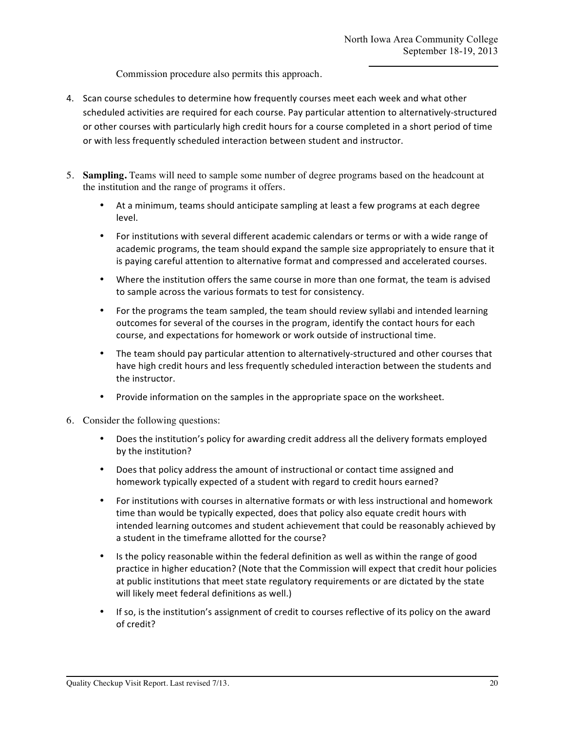Commission procedure also permits this approach.

4. Scan course schedules to determine how frequently courses meet each week and what other scheduled activities are required for each course. Pay particular attention to alternatively-structured or other courses with particularly high credit hours for a course completed in a short period of time or with less frequently scheduled interaction between student and instructor.

5. **Sampling.** Teams will need to sample some number of degree programs based on the headcount at the institution and the range of programs it offers.

   - At a minimum, teams should anticipate sampling at least a few programs at each degree level.
   - For institutions with several different academic calendars or terms or with a wide range of academic programs, the team should expand the sample size appropriately to ensure that it is paying careful attention to alternative format and compressed and accelerated courses.
   - Where the institution offers the same course in more than one format, the team is advised to sample across the various formats to test for consistency.
   - For the programs the team sampled, the team should review syllabi and intended learning outcomes for several of the courses in the program, identify the contact hours for each course, and expectations for homework or work outside of instructional time.
   - The team should pay particular attention to alternatively-structured and other courses that have high credit hours and less frequently scheduled interaction between the students and the instructor.
   - Provide information on the samples in the appropriate space on the worksheet.

6. Consider the following questions:

   - Does the institution's policy for awarding credit address all the delivery formats employed by the institution?
   - Does that policy address the amount of instructional or contact time assigned and homework typically expected of a student with regard to credit hours earned?
   - For institutions with courses in alternative formats or with less instructional and homework time than would be typically expected, does that policy also equate credit hours with intended learning outcomes and student achievement that could be reasonably achieved by a student in the timeframe allotted for the course?
   - Is the policy reasonable within the federal definition as well as within the range of good practice in higher education? (Note that the Commission will expect that credit hour policies at public institutions that meet state regulatory requirements or are dictated by the state will likely meet federal definitions as well.)
   - If so, is the institution's assignment of credit to courses reflective of its policy on the award of credit?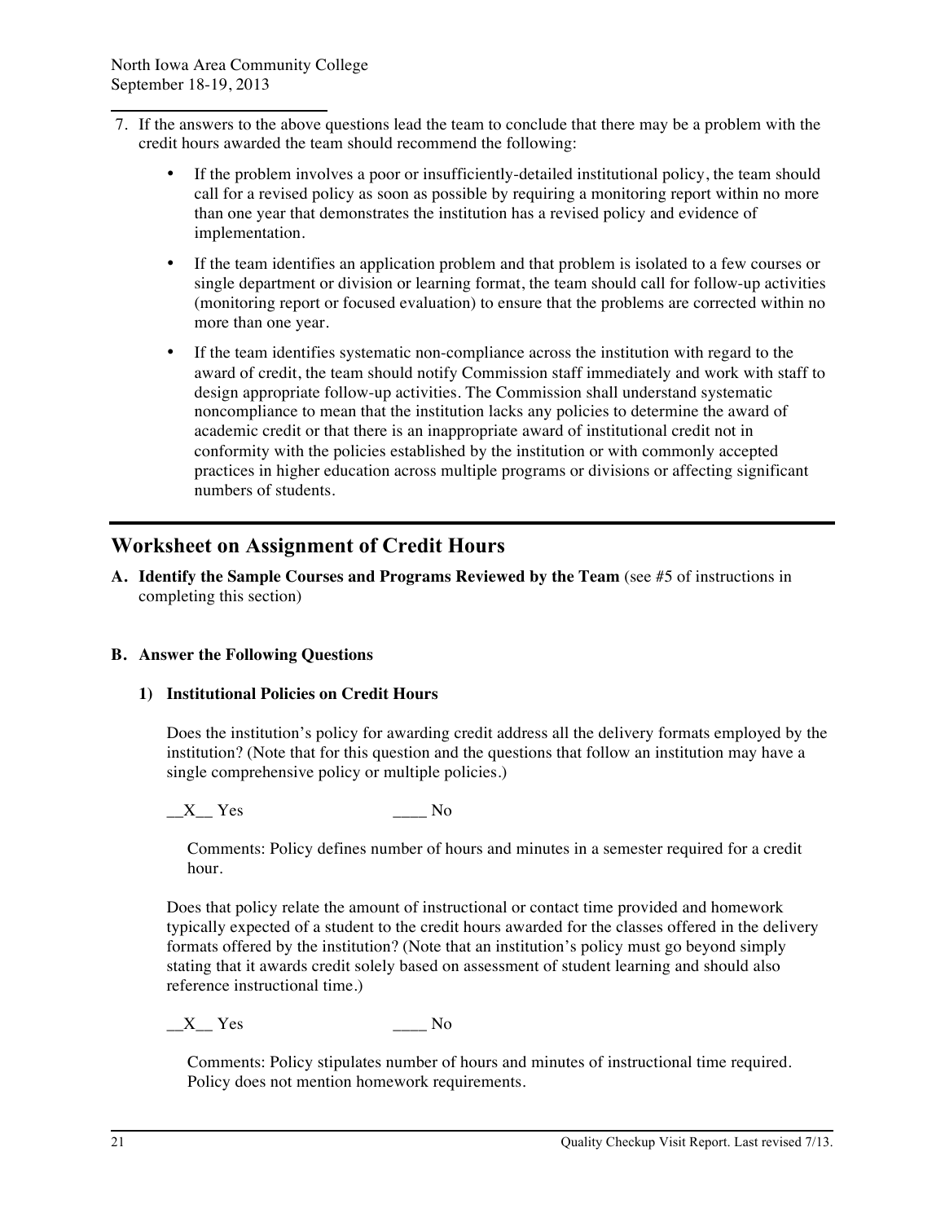7. If the answers to the above questions lead the team to conclude that there may be a problem with the credit hours awarded the team should recommend the following:

   - If the problem involves a poor or insufficiently-detailed institutional policy, the team should call for a revised policy as soon as possible by requiring a monitoring report within no more than one year that demonstrates the institution has a revised policy and evidence of implementation.
   - If the team identifies an application problem and that problem is isolated to a few courses or single department or division or learning format, the team should call for follow-up activities (monitoring report or focused evaluation) to ensure that the problems are corrected within no more than one year.
   - If the team identifies systematic non-compliance across the institution with regard to the award of credit, the team should notify Commission staff immediately and work with staff to design appropriate follow-up activities. The Commission shall understand systematic noncompliance to mean that the institution lacks any policies to determine the award of academic credit or that there is an inappropriate award of institutional credit not in conformity with the policies established by the institution or with commonly accepted practices in higher education across multiple programs or divisions or affecting significant numbers of students.

---

## Worksheet on Assignment of Credit Hours

**A. Identify the Sample Courses and Programs Reviewed by the Team** (see #5 of instructions in completing this section)

**B. Answer the Following Questions**

**1) Institutional Policies on Credit Hours**

Does the institution's policy for awarding credit address all the delivery formats employed by the institution? (Note that for this question and the questions that follow an institution may have a single comprehensive policy or multiple policies.)

__X__ Yes ____ No

Comments: Policy defines number of hours and minutes in a semester required for a credit hour.

Does that policy relate the amount of instructional or contact time provided and homework typically expected of a student to the credit hours awarded for the classes offered in the delivery formats offered by the institution? (Note that an institution's policy must go beyond simply stating that it awards credit solely based on assessment of student learning and should also reference instructional time.)

__X__ Yes ____ No

Comments: Policy stipulates number of hours and minutes of instructional time required. Policy does not mention homework requirements.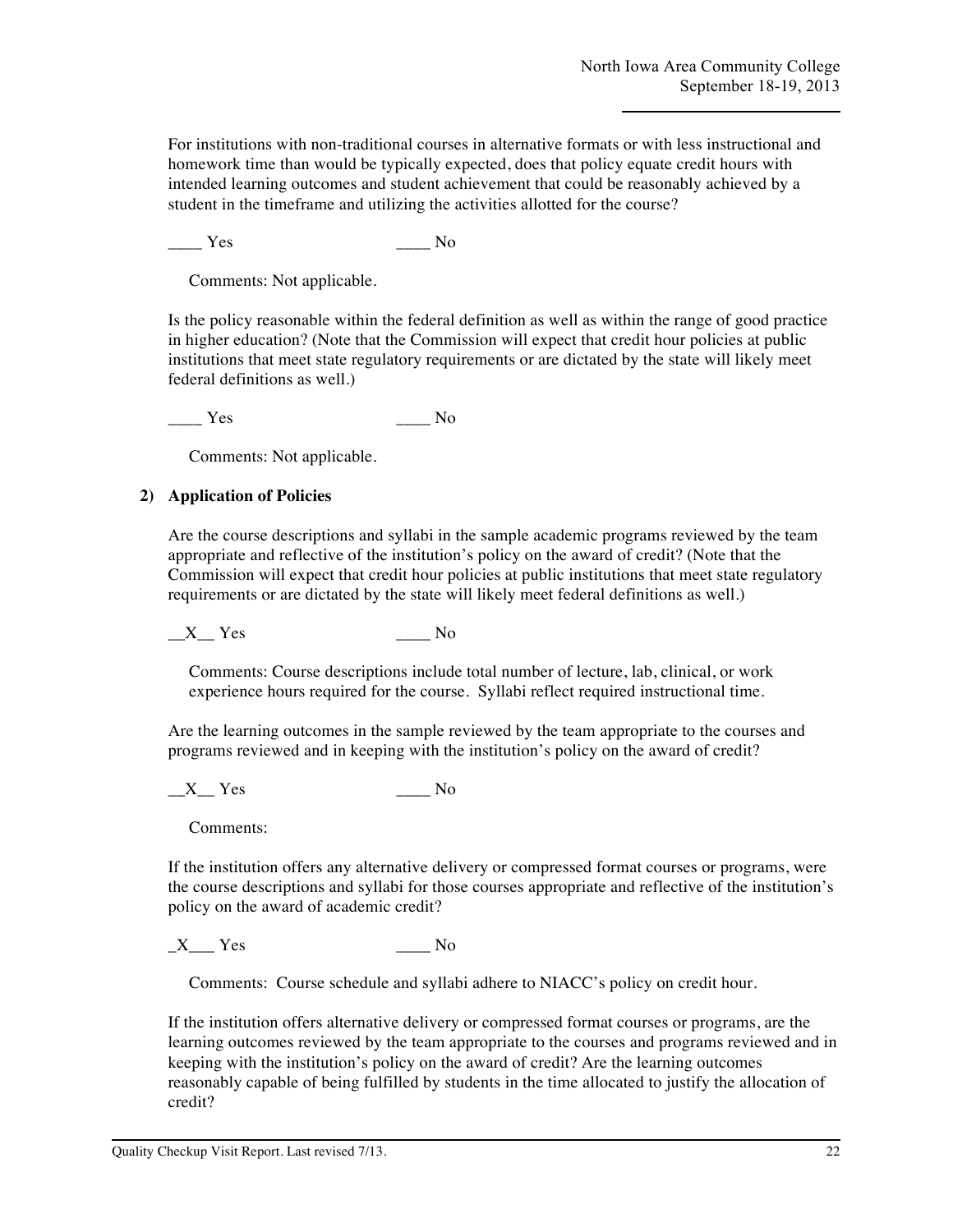For institutions with non-traditional courses in alternative formats or with less instructional and homework time than would be typically expected, does that policy equate credit hours with intended learning outcomes and student achievement that could be reasonably achieved by a student in the timeframe and utilizing the activities allotted for the course?

____ Yes ____ No

Comments: Not applicable.

Is the policy reasonable within the federal definition as well as within the range of good practice in higher education? (Note that the Commission will expect that credit hour policies at public institutions that meet state regulatory requirements or are dictated by the state will likely meet federal definitions as well.)

____ Yes ____ No

Comments: Not applicable.

**2) Application of Policies**

Are the course descriptions and syllabi in the sample academic programs reviewed by the team appropriate and reflective of the institution's policy on the award of credit? (Note that the Commission will expect that credit hour policies at public institutions that meet state regulatory requirements or are dictated by the state will likely meet federal definitions as well.)

__X__ Yes ____ No

Comments: Course descriptions include total number of lecture, lab, clinical, or work experience hours required for the course. Syllabi reflect required instructional time.

Are the learning outcomes in the sample reviewed by the team appropriate to the courses and programs reviewed and in keeping with the institution's policy on the award of credit?

__X__ Yes ____ No

Comments:

If the institution offers any alternative delivery or compressed format courses or programs, were the course descriptions and syllabi for those courses appropriate and reflective of the institution's policy on the award of academic credit?

_X___ Yes ____ No

Comments: Course schedule and syllabi adhere to NIACC's policy on credit hour.

If the institution offers alternative delivery or compressed format courses or programs, are the learning outcomes reviewed by the team appropriate to the courses and programs reviewed and in keeping with the institution's policy on the award of credit? Are the learning outcomes reasonably capable of being fulfilled by students in the time allocated to justify the allocation of credit?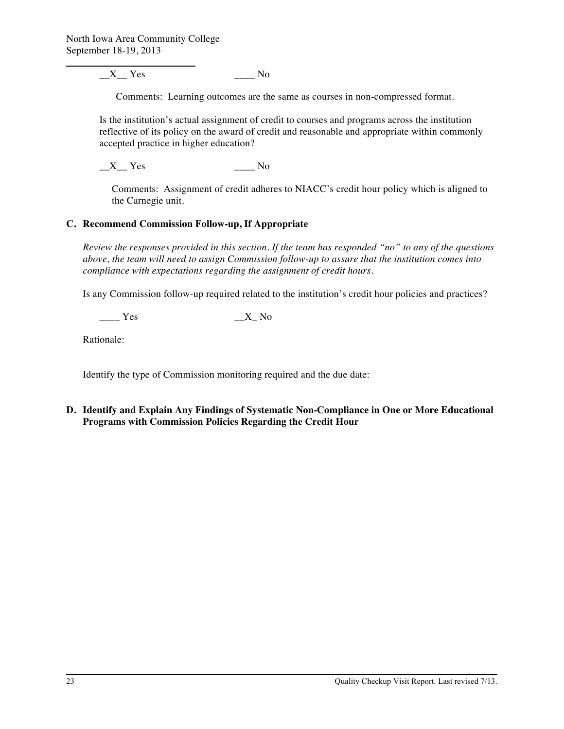\_\_X\_\_ Yes \_\_\_\_ No

Comments: Learning outcomes are the same as courses in non-compressed format.

Is the institution's actual assignment of credit to courses and programs across the institution reflective of its policy on the award of credit and reasonable and appropriate within commonly accepted practice in higher education?

\_\_X\_\_ Yes \_\_\_\_ No

Comments: Assignment of credit adheres to NIACC's credit hour policy which is aligned to the Carnegie unit.

**C. Recommend Commission Follow-up, If Appropriate**

*Review the responses provided in this section. If the team has responded "no" to any of the questions above, the team will need to assign Commission follow-up to assure that the institution comes into compliance with expectations regarding the assignment of credit hours.*

Is any Commission follow-up required related to the institution's credit hour policies and practices?

\_\_\_\_ Yes \_\_X\_ No

Rationale:

Identify the type of Commission monitoring required and the due date:

**D. Identify and Explain Any Findings of Systematic Non-Compliance in One or More Educational Programs with Commission Policies Regarding the Credit Hour**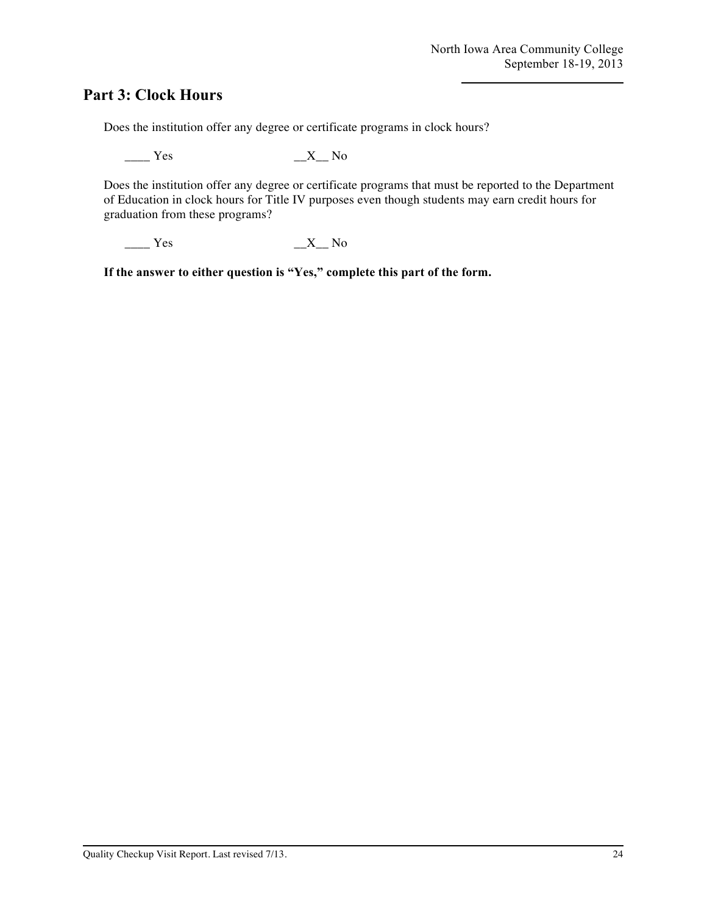## Part 3: Clock Hours

Does the institution offer any degree or certificate programs in clock hours?

____ Yes __X__ No

Does the institution offer any degree or certificate programs that must be reported to the Department of Education in clock hours for Title IV purposes even though students may earn credit hours for graduation from these programs?

____ Yes __X__ No

**If the answer to either question is "Yes," complete this part of the form.**